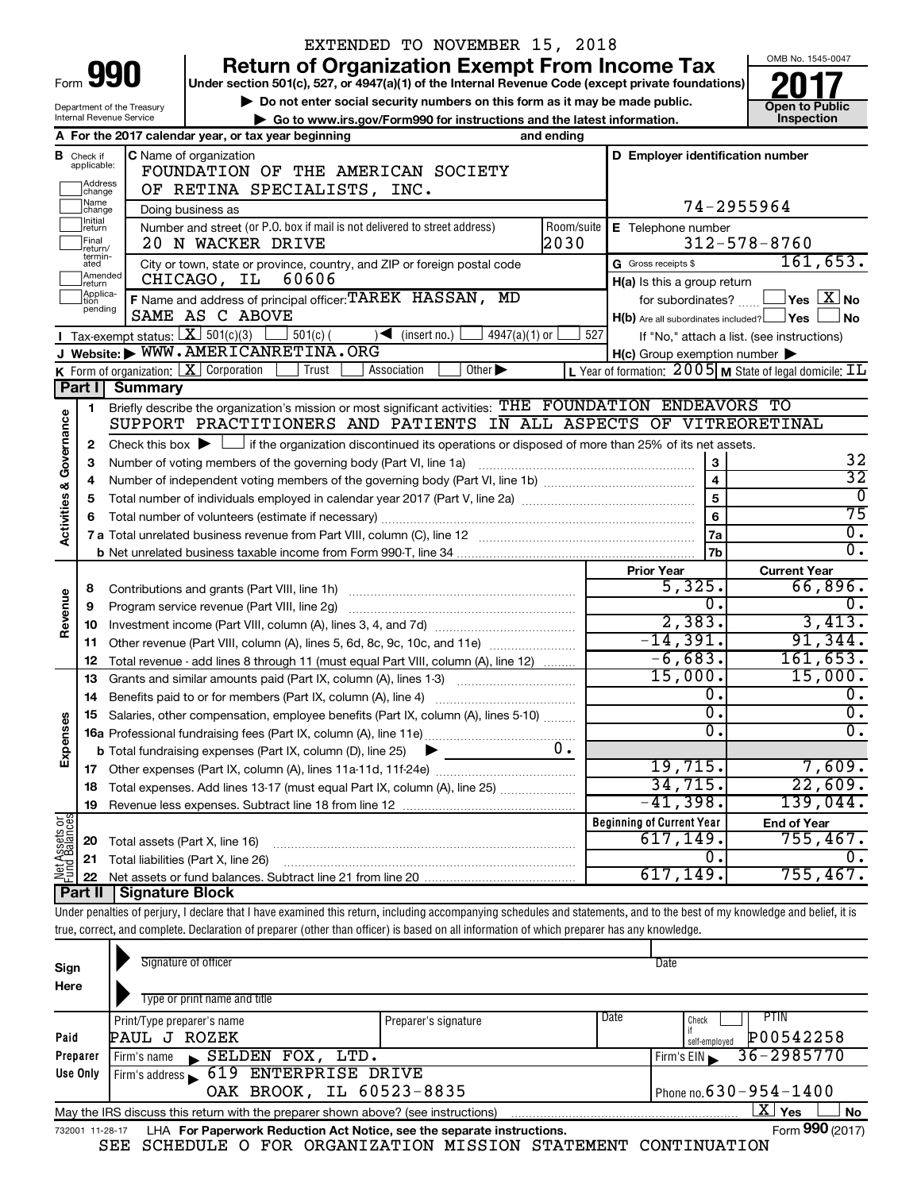EXTENDED TO NOVEMBER 15, 2018

# Form 990 — Return of Organization Exempt From Income Tax (2017)

Under section 501(c), 527, or 4947(a)(1) of the Internal Revenue Code (except private foundations)

▶ Do not enter social security numbers on this form as it may be made public.

▶ Go to www.irs.gov/Form990 for instructions and the latest information.

Department of the Treasury
Internal Revenue Service

OMB No. 1545-0047

**Open to Public Inspection**

**A** For the 2017 calendar year, or tax year beginning and ending

**B** Check if applicable: Address change, Name change, Initial return, Final return/terminated, Amended return, Application pending

**C** Name of organization: FOUNDATION OF THE AMERICAN SOCIETY OF RETINA SPECIALISTS, INC.

Doing business as

Number and street (or P.O. box if mail is not delivered to street address): 20 N WACKER DRIVE — Room/suite: 2030

City or town, state or province, country, and ZIP or foreign postal code: CHICAGO, IL 60606

**D** Employer identification number: 74-2955964

**E** Telephone number: 312-578-8760

**G** Gross receipts $ 161,653.

**F** Name and address of principal officer: TAREK HASSAN, MD, SAME AS C ABOVE

**H(a)** Is this a group return for subordinates? ☐ Yes ☒ No

**H(b)** Are all subordinates included? ☐ Yes ☐ No — If "No," attach a list. (see instructions)

**H(c)** Group exemption number ▶

**I** Tax-exempt status: ☒ 501(c)(3) ☐ 501(c) ( ) ◀ (insert no.) ☐ 4947(a)(1) or ☐ 527

**J** Website: ▶ WWW.AMERICANRETINA.ORG

**K** Form of organization: ☒ Corporation ☐ Trust ☐ Association ☐ Other ▶

**L** Year of formation: 2005 **M** State of legal domicile: IL

## Part I Summary

### Activities & Governance

1. Briefly describe the organization's mission or most significant activities: THE FOUNDATION ENDEAVORS TO SUPPORT PRACTITIONERS AND PATIENTS IN ALL ASPECTS OF VITREORETINAL
2. Check this box ▶ ☐ if the organization discontinued its operations or disposed of more than 25% of its net assets.

| Line | Description | | Value |
|---|---|---|---|
| 3 | Number of voting members of the governing body (Part VI, line 1a) | 3 | 32 |
| 4 | Number of independent voting members of the governing body (Part VI, line 1b) | 4 | 32 |
| 5 | Total number of individuals employed in calendar year 2017 (Part V, line 2a) | 5 | 0 |
| 6 | Total number of volunteers (estimate if necessary) | 6 | 75 |
| 7a | Total unrelated business revenue from Part VIII, column (C), line 12 | 7a | 0. |
| 7b | Net unrelated business taxable income from Form 990-T, line 34 | 7b | 0. |

### Revenue / Expenses

| Line | Description | Prior Year | Current Year |
|---|---|---|---|
| 8 | Contributions and grants (Part VIII, line 1h) | 5,325. | 66,896. |
| 9 | Program service revenue (Part VIII, line 2g) | 0. | 0. |
| 10 | Investment income (Part VIII, column (A), lines 3, 4, and 7d) | 2,383. | 3,413. |
| 11 | Other revenue (Part VIII, column (A), lines 5, 6d, 8c, 9c, 10c, and 11e) | -14,391. | 91,344. |
| 12 | Total revenue - add lines 8 through 11 (must equal Part VIII, column (A), line 12) | -6,683. | 161,653. |
| 13 | Grants and similar amounts paid (Part IX, column (A), lines 1-3) | 15,000. | 15,000. |
| 14 | Benefits paid to or for members (Part IX, column (A), line 4) | 0. | 0. |
| 15 | Salaries, other compensation, employee benefits (Part IX, column (A), lines 5-10) | 0. | 0. |
| 16a | Professional fundraising fees (Part IX, column (A), line 11e) | 0. | 0. |
| b | Total fundraising expenses (Part IX, column (D), line 25) ▶ 0. | | |
| 17 | Other expenses (Part IX, column (A), lines 11a-11d, 11f-24e) | 19,715. | 7,609. |
| 18 | Total expenses. Add lines 13-17 (must equal Part IX, column (A), line 25) | 34,715. | 22,609. |
| 19 | Revenue less expenses. Subtract line 18 from line 12 | -41,398. | 139,044. |

### Net Assets or Fund Balances

| Line | Description | Beginning of Current Year | End of Year |
|---|---|---|---|
| 20 | Total assets (Part X, line 16) | 617,149. | 755,467. |
| 21 | Total liabilities (Part X, line 26) | 0. | 0. |
| 22 | Net assets or fund balances. Subtract line 21 from line 20 | 617,149. | 755,467. |

## Part II Signature Block

Under penalties of perjury, I declare that I have examined this return, including accompanying schedules and statements, and to the best of my knowledge and belief, it is true, correct, and complete. Declaration of preparer (other than officer) is based on all information of which preparer has any knowledge.

**Sign Here**

Signature of officer — Date

Type or print name and title

**Paid Preparer Use Only**

| Print/Type preparer's name | Preparer's signature | Date | Check if self-employed | PTIN |
|---|---|---|---|---|
| PAUL J ROZEK | | | ☐ | P00542258 |

Firm's name ▶ SELDEN FOX, LTD. — Firm's EIN ▶ 36-2985770

Firm's address ▶ 619 ENTERPRISE DRIVE, OAK BROOK, IL 60523-8835 — Phone no. 630-954-1400

May the IRS discuss this return with the preparer shown above? (see instructions) ☒ Yes ☐ No

732001 11-28-17 LHA For Paperwork Reduction Act Notice, see the separate instructions. Form **990** (2017)

SEE SCHEDULE O FOR ORGANIZATION MISSION STATEMENT CONTINUATION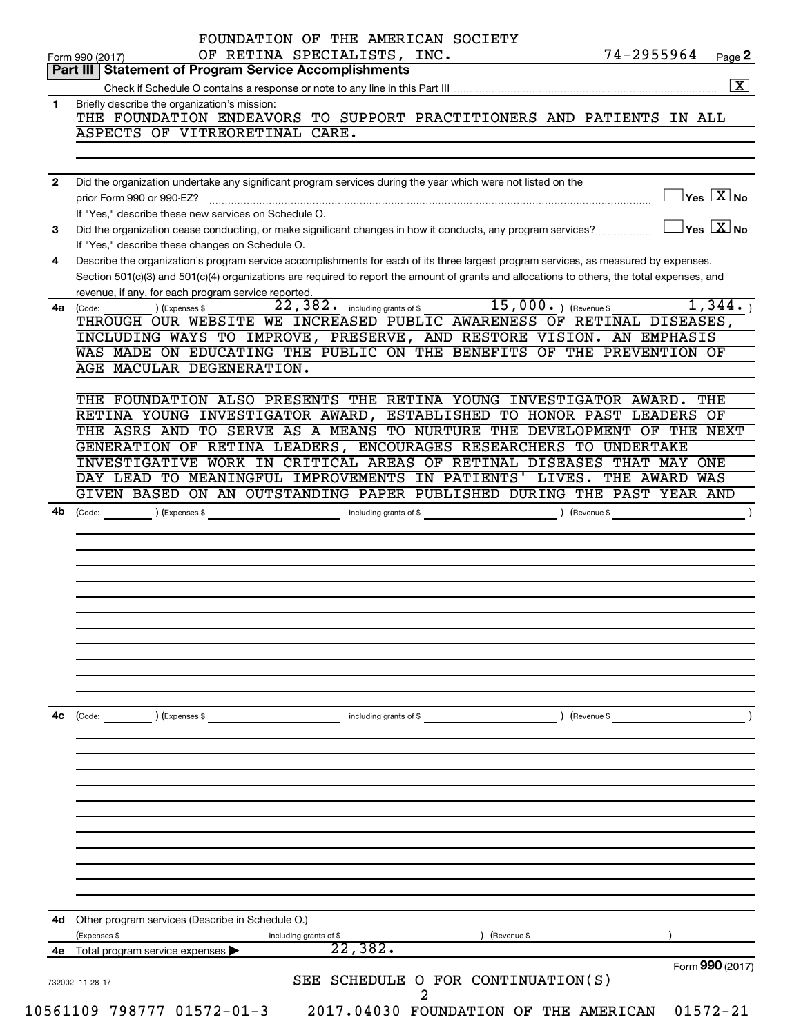FOUNDATION OF THE AMERICAN SOCIETY OF RETINA SPECIALISTS, INC. 74-2955964

Form 990 (2017) Page 2

## Part III Statement of Program Service Accomplishments

Check if Schedule O contains a response or note to any line in this Part III ..... [X]

**1** Briefly describe the organization's mission:

THE FOUNDATION ENDEAVORS TO SUPPORT PRACTITIONERS AND PATIENTS IN ALL ASPECTS OF VITREORETINAL CARE.

**2** Did the organization undertake any significant program services during the year which were not listed on the prior Form 990 or 990-EZ? ..... [ ] Yes [X] No

If "Yes," describe these new services on Schedule O.

**3** Did the organization cease conducting, or make significant changes in how it conducts, any program services? ..... [ ] Yes [X] No

If "Yes," describe these changes on Schedule O.

**4** Describe the organization's program service accomplishments for each of its three largest program services, as measured by expenses. Section 501(c)(3) and 501(c)(4) organizations are required to report the amount of grants and allocations to others, the total expenses, and revenue, if any, for each program service reported.

**4a** (Code: ) (Expenses $ 22,382. including grants of $ 15,000. ) (Revenue $ 1,344. )

THROUGH OUR WEBSITE WE INCREASED PUBLIC AWARENESS OF RETINAL DISEASES, INCLUDING WAYS TO IMPROVE, PRESERVE, AND RESTORE VISION. AN EMPHASIS WAS MADE ON EDUCATING THE PUBLIC ON THE BENEFITS OF THE PREVENTION OF AGE MACULAR DEGENERATION.

THE FOUNDATION ALSO PRESENTS THE RETINA YOUNG INVESTIGATOR AWARD. THE RETINA YOUNG INVESTIGATOR AWARD, ESTABLISHED TO HONOR PAST LEADERS OF THE ASRS AND TO SERVE AS A MEANS TO NURTURE THE DEVELOPMENT OF THE NEXT GENERATION OF RETINA LEADERS, ENCOURAGES RESEARCHERS TO UNDERTAKE INVESTIGATIVE WORK IN CRITICAL AREAS OF RETINAL DISEASES THAT MAY ONE DAY LEAD TO MEANINGFUL IMPROVEMENTS IN PATIENTS' LIVES. THE AWARD WAS GIVEN BASED ON AN OUTSTANDING PAPER PUBLISHED DURING THE PAST YEAR AND

**4b** (Code: ) (Expenses $ including grants of $ ) (Revenue $ )

**4c** (Code: ) (Expenses $ including grants of $ ) (Revenue $ )

**4d** Other program services (Describe in Schedule O.)

(Expenses $ including grants of $ ) (Revenue $ )

**4e** Total program service expenses ▶ 22,382.

Form **990** (2017)

732002 11-28-17

SEE SCHEDULE O FOR CONTINUATION(S)

10561109 798777 01572-01-3 2017.04030 FOUNDATION OF THE AMERICAN 01572-21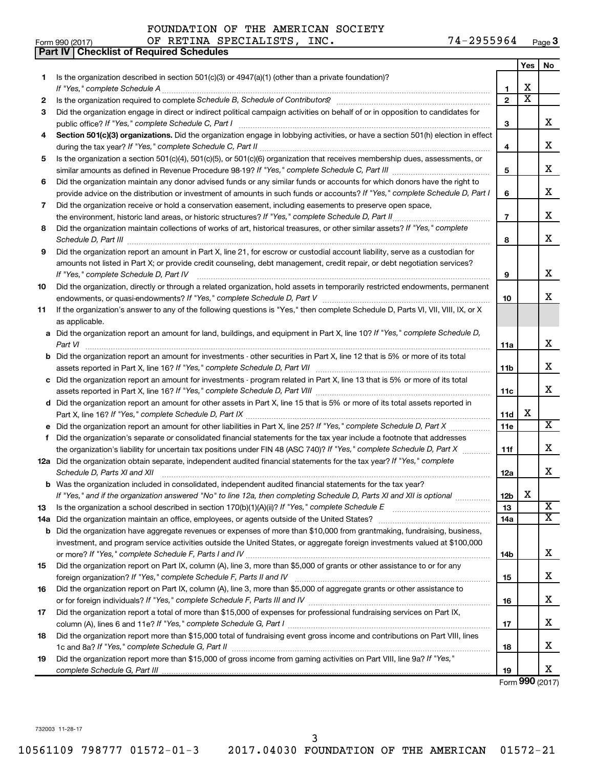FOUNDATION OF THE AMERICAN SOCIETY
Form 990 (2017) OF RETINA SPECIALISTS, INC. 74-2955964 Page 3

**Part IV | Checklist of Required Schedules**

| | | | Yes | No |
|---|---|---|---|---|
| 1 | Is the organization described in section 501(c)(3) or 4947(a)(1) (other than a private foundation)? *If "Yes," complete Schedule A* | 1 | X | |
| 2 | Is the organization required to complete *Schedule B, Schedule of Contributors*? | 2 | X | |
| 3 | Did the organization engage in direct or indirect political campaign activities on behalf of or in opposition to candidates for public office? *If "Yes," complete Schedule C, Part I* | 3 | | X |
| 4 | **Section 501(c)(3) organizations.** Did the organization engage in lobbying activities, or have a section 501(h) election in effect during the tax year? *If "Yes," complete Schedule C, Part II* | 4 | | X |
| 5 | Is the organization a section 501(c)(4), 501(c)(5), or 501(c)(6) organization that receives membership dues, assessments, or similar amounts as defined in Revenue Procedure 98-19? *If "Yes," complete Schedule C, Part III* | 5 | | X |
| 6 | Did the organization maintain any donor advised funds or any similar funds or accounts for which donors have the right to provide advice on the distribution or investment of amounts in such funds or accounts? *If "Yes," complete Schedule D, Part I* | 6 | | X |
| 7 | Did the organization receive or hold a conservation easement, including easements to preserve open space, the environment, historic land areas, or historic structures? *If "Yes," complete Schedule D, Part II* | 7 | | X |
| 8 | Did the organization maintain collections of works of art, historical treasures, or other similar assets? *If "Yes," complete Schedule D, Part III* | 8 | | X |
| 9 | Did the organization report an amount in Part X, line 21, for escrow or custodial account liability, serve as a custodian for amounts not listed in Part X; or provide credit counseling, debt management, credit repair, or debt negotiation services? *If "Yes," complete Schedule D, Part IV* | 9 | | X |
| 10 | Did the organization, directly or through a related organization, hold assets in temporarily restricted endowments, permanent endowments, or quasi-endowments? *If "Yes," complete Schedule D, Part V* | 10 | | X |
| 11 | If the organization's answer to any of the following questions is "Yes," then complete Schedule D, Parts VI, VII, VIII, IX, or X as applicable. | | | |
| a | Did the organization report an amount for land, buildings, and equipment in Part X, line 10? *If "Yes," complete Schedule D, Part VI* | 11a | | X |
| b | Did the organization report an amount for investments - other securities in Part X, line 12 that is 5% or more of its total assets reported in Part X, line 16? *If "Yes," complete Schedule D, Part VII* | 11b | | X |
| c | Did the organization report an amount for investments - program related in Part X, line 13 that is 5% or more of its total assets reported in Part X, line 16? *If "Yes," complete Schedule D, Part VIII* | 11c | | X |
| d | Did the organization report an amount for other assets in Part X, line 15 that is 5% or more of its total assets reported in Part X, line 16? *If "Yes," complete Schedule D, Part IX* | 11d | X | |
| e | Did the organization report an amount for other liabilities in Part X, line 25? *If "Yes," complete Schedule D, Part X* | 11e | | X |
| f | Did the organization's separate or consolidated financial statements for the tax year include a footnote that addresses the organization's liability for uncertain tax positions under FIN 48 (ASC 740)? *If "Yes," complete Schedule D, Part X* | 11f | | X |
| 12a | Did the organization obtain separate, independent audited financial statements for the tax year? *If "Yes," complete Schedule D, Parts XI and XII* | 12a | | X |
| b | Was the organization included in consolidated, independent audited financial statements for the tax year? *If "Yes," and if the organization answered "No" to line 12a, then completing Schedule D, Parts XI and XII is optional* | 12b | X | |
| 13 | Is the organization a school described in section 170(b)(1)(A)(ii)? *If "Yes," complete Schedule E* | 13 | | X |
| 14a | Did the organization maintain an office, employees, or agents outside of the United States? | 14a | | X |
| b | Did the organization have aggregate revenues or expenses of more than $10,000 from grantmaking, fundraising, business, investment, and program service activities outside the United States, or aggregate foreign investments valued at $100,000 or more? *If "Yes," complete Schedule F, Parts I and IV* | 14b | | X |
| 15 | Did the organization report on Part IX, column (A), line 3, more than $5,000 of grants or other assistance to or for any foreign organization? *If "Yes," complete Schedule F, Parts II and IV* | 15 | | X |
| 16 | Did the organization report on Part IX, column (A), line 3, more than $5,000 of aggregate grants or other assistance to or for foreign individuals? *If "Yes," complete Schedule F, Parts III and IV* | 16 | | X |
| 17 | Did the organization report a total of more than $15,000 of expenses for professional fundraising services on Part IX, column (A), lines 6 and 11e? *If "Yes," complete Schedule G, Part I* | 17 | | X |
| 18 | Did the organization report more than $15,000 total of fundraising event gross income and contributions on Part VIII, lines 1c and 8a? *If "Yes," complete Schedule G, Part II* | 18 | | X |
| 19 | Did the organization report more than $15,000 of gross income from gaming activities on Part VIII, line 9a? *If "Yes," complete Schedule G, Part III* | 19 | | X |

Form **990** (2017)

732003 11-28-17

10561109 798777 01572-01-3 2017.04030 FOUNDATION OF THE AMERICAN 01572-21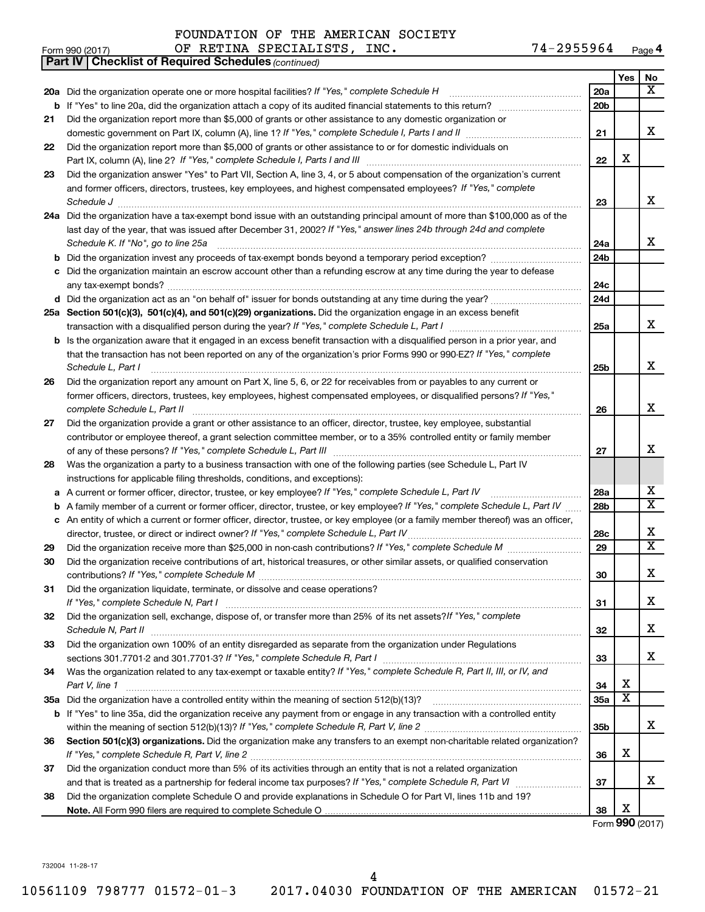FOUNDATION OF THE AMERICAN SOCIETY
Form 990 (2017) OF RETINA SPECIALISTS, INC. 74-2955964 Page 4

**Part IV | Checklist of Required Schedules** *(continued)*

| | | | Yes | No |
|---|---|---|---|---|
| 20a | Did the organization operate one or more hospital facilities? *If "Yes," complete Schedule H* | 20a | | X |
| b | If "Yes" to line 20a, did the organization attach a copy of its audited financial statements to this return? | 20b | | |
| 21 | Did the organization report more than $5,000 of grants or other assistance to any domestic organization or domestic government on Part IX, column (A), line 1? *If "Yes," complete Schedule I, Parts I and II* | 21 | | X |
| 22 | Did the organization report more than $5,000 of grants or other assistance to or for domestic individuals on Part IX, column (A), line 2? *If "Yes," complete Schedule I, Parts I and III* | 22 | X | |
| 23 | Did the organization answer "Yes" to Part VII, Section A, line 3, 4, or 5 about compensation of the organization's current and former officers, directors, trustees, key employees, and highest compensated employees? *If "Yes," complete Schedule J* | 23 | | X |
| 24a | Did the organization have a tax-exempt bond issue with an outstanding principal amount of more than $100,000 as of the last day of the year, that was issued after December 31, 2002? *If "Yes," answer lines 24b through 24d and complete Schedule K. If "No", go to line 25a* | 24a | | X |
| b | Did the organization invest any proceeds of tax-exempt bonds beyond a temporary period exception? | 24b | | |
| c | Did the organization maintain an escrow account other than a refunding escrow at any time during the year to defease any tax-exempt bonds? | 24c | | |
| d | Did the organization act as an "on behalf of" issuer for bonds outstanding at any time during the year? | 24d | | |
| 25a | **Section 501(c)(3), 501(c)(4), and 501(c)(29) organizations.** Did the organization engage in an excess benefit transaction with a disqualified person during the year? *If "Yes," complete Schedule L, Part I* | 25a | | X |
| b | Is the organization aware that it engaged in an excess benefit transaction with a disqualified person in a prior year, and that the transaction has not been reported on any of the organization's prior Forms 990 or 990-EZ? *If "Yes," complete Schedule L, Part I* | 25b | | X |
| 26 | Did the organization report any amount on Part X, line 5, 6, or 22 for receivables from or payables to any current or former officers, directors, trustees, key employees, highest compensated employees, or disqualified persons? *If "Yes," complete Schedule L, Part II* | 26 | | X |
| 27 | Did the organization provide a grant or other assistance to an officer, director, trustee, key employee, substantial contributor or employee thereof, a grant selection committee member, or to a 35% controlled entity or family member of any of these persons? *If "Yes," complete Schedule L, Part III* | 27 | | X |
| 28 | Was the organization a party to a business transaction with one of the following parties (see Schedule L, Part IV instructions for applicable filing thresholds, conditions, and exceptions): | | | |
| a | A current or former officer, director, trustee, or key employee? *If "Yes," complete Schedule L, Part IV* | 28a | | X |
| b | A family member of a current or former officer, director, trustee, or key employee? *If "Yes," complete Schedule L, Part IV* | 28b | | X |
| c | An entity of which a current or former officer, director, trustee, or key employee (or a family member thereof) was an officer, director, trustee, or direct or indirect owner? *If "Yes," complete Schedule L, Part IV* | 28c | | X |
| 29 | Did the organization receive more than $25,000 in non-cash contributions? *If "Yes," complete Schedule M* | 29 | | X |
| 30 | Did the organization receive contributions of art, historical treasures, or other similar assets, or qualified conservation contributions? *If "Yes," complete Schedule M* | 30 | | X |
| 31 | Did the organization liquidate, terminate, or dissolve and cease operations? *If "Yes," complete Schedule N, Part I* | 31 | | X |
| 32 | Did the organization sell, exchange, dispose of, or transfer more than 25% of its net assets? *If "Yes," complete Schedule N, Part II* | 32 | | X |
| 33 | Did the organization own 100% of an entity disregarded as separate from the organization under Regulations sections 301.7701-2 and 301.7701-3? *If "Yes," complete Schedule R, Part I* | 33 | | X |
| 34 | Was the organization related to any tax-exempt or taxable entity? *If "Yes," complete Schedule R, Part II, III, or IV, and Part V, line 1* | 34 | X | |
| 35a | Did the organization have a controlled entity within the meaning of section 512(b)(13)? | 35a | X | |
| b | If "Yes" to line 35a, did the organization receive any payment from or engage in any transaction with a controlled entity within the meaning of section 512(b)(13)? *If "Yes," complete Schedule R, Part V, line 2* | 35b | | X |
| 36 | **Section 501(c)(3) organizations.** Did the organization make any transfers to an exempt non-charitable related organization? *If "Yes," complete Schedule R, Part V, line 2* | 36 | X | |
| 37 | Did the organization conduct more than 5% of its activities through an entity that is not a related organization and that is treated as a partnership for federal income tax purposes? *If "Yes," complete Schedule R, Part VI* | 37 | | X |
| 38 | Did the organization complete Schedule O and provide explanations in Schedule O for Part VI, lines 11b and 19? **Note.** All Form 990 filers are required to complete Schedule O | 38 | X | |

Form **990** (2017)

732004 11-28-17

10561109 798777 01572-01-3 2017.04030 FOUNDATION OF THE AMERICAN 01572-21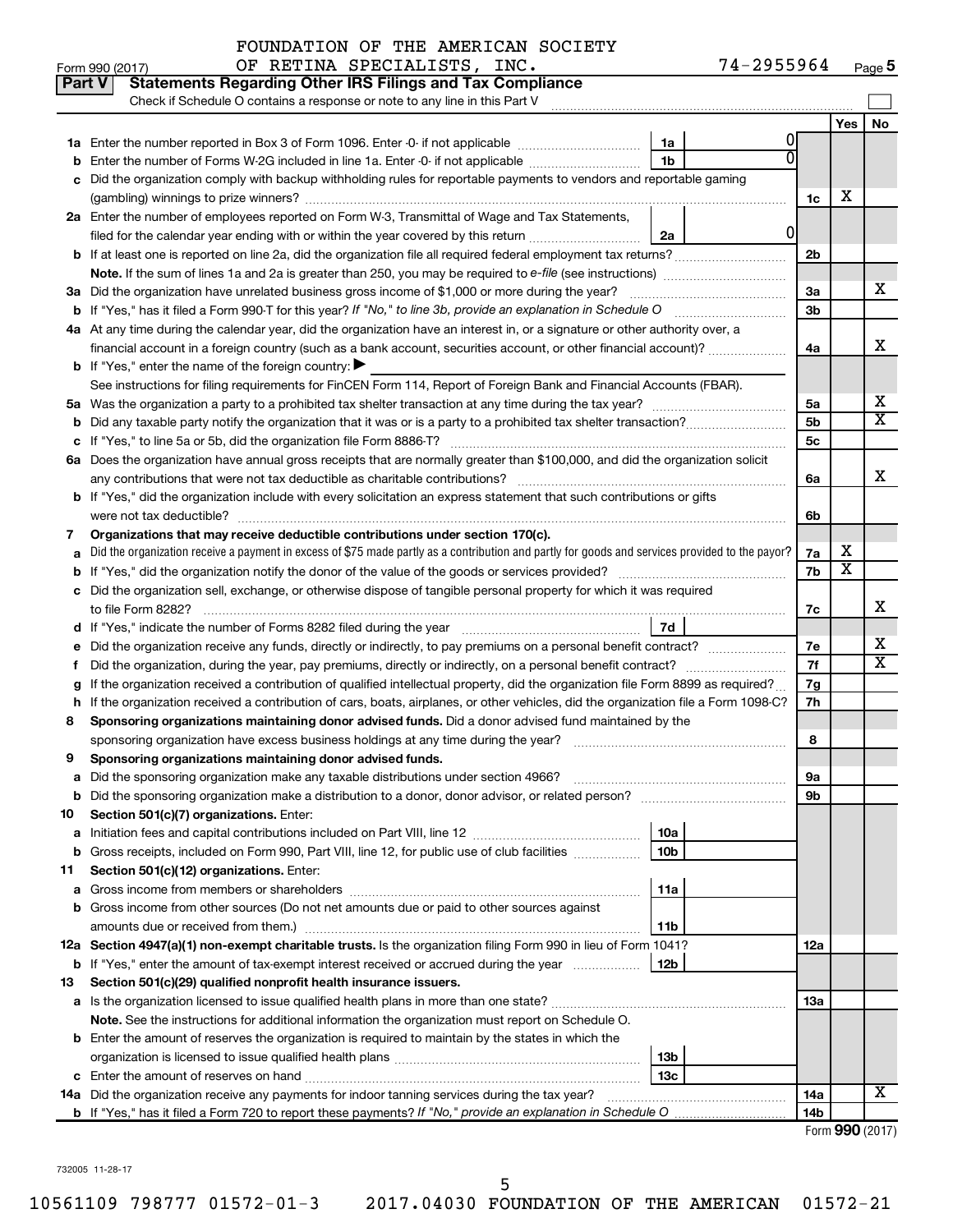FOUNDATION OF THE AMERICAN SOCIETY
Form 990 (2017) OF RETINA SPECIALISTS, INC. 74-2955964 Page 5

**Part V Statements Regarding Other IRS Filings and Tax Compliance**

Check if Schedule O contains a response or note to any line in this Part V

| | | | | | Yes | No |
|---|---|---|---|---|---|---|
| 1a | Enter the number reported in Box 3 of Form 1096. Enter -0- if not applicable | 1a | 0 | | | |
| b | Enter the number of Forms W-2G included in line 1a. Enter -0- if not applicable | 1b | 0 | | | |
| c | Did the organization comply with backup withholding rules for reportable payments to vendors and reportable gaming (gambling) winnings to prize winners? | | | 1c | X | |
| 2a | Enter the number of employees reported on Form W-3, Transmittal of Wage and Tax Statements, filed for the calendar year ending with or within the year covered by this return | 2a | 0 | | | |
| b | If at least one is reported on line 2a, did the organization file all required federal employment tax returns? | | | 2b | | |
| | **Note.** If the sum of lines 1a and 2a is greater than 250, you may be required to *e-file* (see instructions) | | | | | |
| 3a | Did the organization have unrelated business gross income of $1,000 or more during the year? | | | 3a | | X |
| b | If "Yes," has it filed a Form 990-T for this year? *If "No," to line 3b, provide an explanation in Schedule O* | | | 3b | | |
| 4a | At any time during the calendar year, did the organization have an interest in, or a signature or other authority over, a financial account in a foreign country (such as a bank account, securities account, or other financial account)? | | | 4a | | X |
| b | If "Yes," enter the name of the foreign country: ▶ | | | | | |
| | See instructions for filing requirements for FinCEN Form 114, Report of Foreign Bank and Financial Accounts (FBAR). | | | | | |
| 5a | Was the organization a party to a prohibited tax shelter transaction at any time during the tax year? | | | 5a | | X |
| b | Did any taxable party notify the organization that it was or is a party to a prohibited tax shelter transaction? | | | 5b | | X |
| c | If "Yes," to line 5a or 5b, did the organization file Form 8886-T? | | | 5c | | |
| 6a | Does the organization have annual gross receipts that are normally greater than $100,000, and did the organization solicit any contributions that were not tax deductible as charitable contributions? | | | 6a | | X |
| b | If "Yes," did the organization include with every solicitation an express statement that such contributions or gifts were not tax deductible? | | | 6b | | |
| 7 | **Organizations that may receive deductible contributions under section 170(c).** | | | | | |
| a | Did the organization receive a payment in excess of $75 made partly as a contribution and partly for goods and services provided to the payor? | | | 7a | X | |
| b | If "Yes," did the organization notify the donor of the value of the goods or services provided? | | | 7b | X | |
| c | Did the organization sell, exchange, or otherwise dispose of tangible personal property for which it was required to file Form 8282? | | | 7c | | X |
| d | If "Yes," indicate the number of Forms 8282 filed during the year | 7d | | | | |
| e | Did the organization receive any funds, directly or indirectly, to pay premiums on a personal benefit contract? | | | 7e | | X |
| f | Did the organization, during the year, pay premiums, directly or indirectly, on a personal benefit contract? | | | 7f | | X |
| g | If the organization received a contribution of qualified intellectual property, did the organization file Form 8899 as required? | | | 7g | | |
| h | If the organization received a contribution of cars, boats, airplanes, or other vehicles, did the organization file a Form 1098-C? | | | 7h | | |
| 8 | **Sponsoring organizations maintaining donor advised funds.** Did a donor advised fund maintained by the sponsoring organization have excess business holdings at any time during the year? | | | 8 | | |
| 9 | **Sponsoring organizations maintaining donor advised funds.** | | | | | |
| a | Did the sponsoring organization make any taxable distributions under section 4966? | | | 9a | | |
| b | Did the sponsoring organization make a distribution to a donor, donor advisor, or related person? | | | 9b | | |
| 10 | **Section 501(c)(7) organizations.** Enter: | | | | | |
| a | Initiation fees and capital contributions included on Part VIII, line 12 | 10a | | | | |
| b | Gross receipts, included on Form 990, Part VIII, line 12, for public use of club facilities | 10b | | | | |
| 11 | **Section 501(c)(12) organizations.** Enter: | | | | | |
| a | Gross income from members or shareholders | 11a | | | | |
| b | Gross income from other sources (Do not net amounts due or paid to other sources against amounts due or received from them.) | 11b | | | | |
| 12a | **Section 4947(a)(1) non-exempt charitable trusts.** Is the organization filing Form 990 in lieu of Form 1041? | | | 12a | | |
| b | If "Yes," enter the amount of tax-exempt interest received or accrued during the year | 12b | | | | |
| 13 | **Section 501(c)(29) qualified nonprofit health insurance issuers.** | | | | | |
| a | Is the organization licensed to issue qualified health plans in more than one state? | | | 13a | | |
| | **Note.** See the instructions for additional information the organization must report on Schedule O. | | | | | |
| b | Enter the amount of reserves the organization is required to maintain by the states in which the organization is licensed to issue qualified health plans | 13b | | | | |
| c | Enter the amount of reserves on hand | 13c | | | | |
| 14a | Did the organization receive any payments for indoor tanning services during the tax year? | | | 14a | | X |
| b | If "Yes," has it filed a Form 720 to report these payments? *If "No," provide an explanation in Schedule O* | | | 14b | | |

Form **990** (2017)

732005 11-28-17

10561109 798777 01572-01-3 2017.04030 FOUNDATION OF THE AMERICAN 01572-21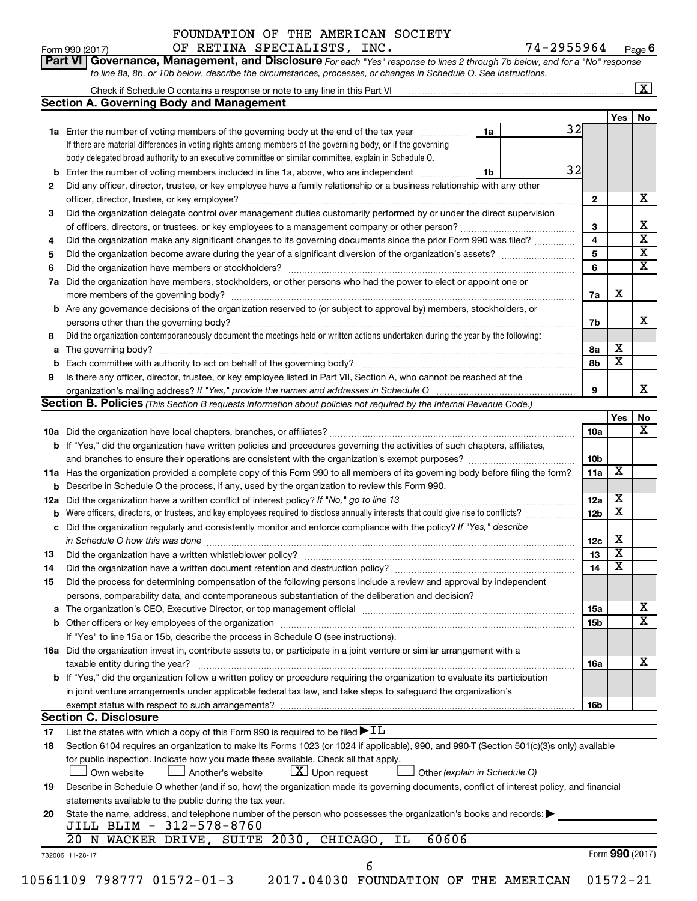FOUNDATION OF THE AMERICAN SOCIETY
Form 990 (2017) OF RETINA SPECIALISTS, INC. 74-2955964 Page **6**

**Part VI Governance, Management, and Disclosure** *For each "Yes" response to lines 2 through 7b below, and for a "No" response to line 8a, 8b, or 10b below, describe the circumstances, processes, or changes in Schedule O. See instructions.*

Check if Schedule O contains a response or note to any line in this Part VI [X]

## Section A. Governing Body and Management

| | | | | Yes | No |
|---|---|---|---|---|---|
| **1a** | Enter the number of voting members of the governing body at the end of the tax year | 1a | 32 | | |
| | If there are material differences in voting rights among members of the governing body, or if the governing body delegated broad authority to an executive committee or similar committee, explain in Schedule O. | | | | |
| **b** | Enter the number of voting members included in line 1a, above, who are independent | 1b | 32 | | |
| **2** | Did any officer, director, trustee, or key employee have a family relationship or a business relationship with any other officer, director, trustee, or key employee? | 2 | | | X |
| **3** | Did the organization delegate control over management duties customarily performed by or under the direct supervision of officers, directors, or trustees, or key employees to a management company or other person? | 3 | | | X |
| **4** | Did the organization make any significant changes to its governing documents since the prior Form 990 was filed? | 4 | | | X |
| **5** | Did the organization become aware during the year of a significant diversion of the organization's assets? | 5 | | | X |
| **6** | Did the organization have members or stockholders? | 6 | | | X |
| **7a** | Did the organization have members, stockholders, or other persons who had the power to elect or appoint one or more members of the governing body? | 7a | | X | |
| **b** | Are any governance decisions of the organization reserved to (or subject to approval by) members, stockholders, or persons other than the governing body? | 7b | | | X |
| **8** | Did the organization contemporaneously document the meetings held or written actions undertaken during the year by the following: | | | | |
| **a** | The governing body? | 8a | | X | |
| **b** | Each committee with authority to act on behalf of the governing body? | 8b | | X | |
| **9** | Is there any officer, director, trustee, or key employee listed in Part VII, Section A, who cannot be reached at the organization's mailing address? *If "Yes," provide the names and addresses in Schedule O* | 9 | | | X |

## Section B. Policies *(This Section B requests information about policies not required by the Internal Revenue Code.)*

| | | | Yes | No |
|---|---|---|---|---|
| **10a** | Did the organization have local chapters, branches, or affiliates? | 10a | | X |
| **b** | If "Yes," did the organization have written policies and procedures governing the activities of such chapters, affiliates, and branches to ensure their operations are consistent with the organization's exempt purposes? | 10b | | |
| **11a** | Has the organization provided a complete copy of this Form 990 to all members of its governing body before filing the form? | 11a | X | |
| **b** | Describe in Schedule O the process, if any, used by the organization to review this Form 990. | | | |
| **12a** | Did the organization have a written conflict of interest policy? *If "No," go to line 13* | 12a | X | |
| **b** | Were officers, directors, or trustees, and key employees required to disclose annually interests that could give rise to conflicts? | 12b | X | |
| **c** | Did the organization regularly and consistently monitor and enforce compliance with the policy? *If "Yes," describe in Schedule O how this was done* | 12c | X | |
| **13** | Did the organization have a written whistleblower policy? | 13 | X | |
| **14** | Did the organization have a written document retention and destruction policy? | 14 | X | |
| **15** | Did the process for determining compensation of the following persons include a review and approval by independent persons, comparability data, and contemporaneous substantiation of the deliberation and decision? | | | |
| **a** | The organization's CEO, Executive Director, or top management official | 15a | | X |
| **b** | Other officers or key employees of the organization | 15b | | X |
| | If "Yes" to line 15a or 15b, describe the process in Schedule O (see instructions). | | | |
| **16a** | Did the organization invest in, contribute assets to, or participate in a joint venture or similar arrangement with a taxable entity during the year? | 16a | | X |
| **b** | If "Yes," did the organization follow a written policy or procedure requiring the organization to evaluate its participation in joint venture arrangements under applicable federal tax law, and take steps to safeguard the organization's exempt status with respect to such arrangements? | 16b | | |

## Section C. Disclosure

**17** List the states with which a copy of this Form 990 is required to be filed ▶IL

**18** Section 6104 requires an organization to make its Forms 1023 (or 1024 if applicable), 990, and 990-T (Section 501(c)(3)s only) available for public inspection. Indicate how you made these available. Check all that apply.

[ ] Own website [ ] Another's website [X] Upon request [ ] Other *(explain in Schedule O)*

**19** Describe in Schedule O whether (and if so, how) the organization made its governing documents, conflict of interest policy, and financial statements available to the public during the tax year.

**20** State the name, address, and telephone number of the person who possesses the organization's books and records: ▶
JILL BLIM - 312-578-8760
20 N WACKER DRIVE, SUITE 2030, CHICAGO, IL 60606

732006 11-28-17 Form **990** (2017)

10561109 798777 01572-01-3 2017.04030 FOUNDATION OF THE AMERICAN 01572-21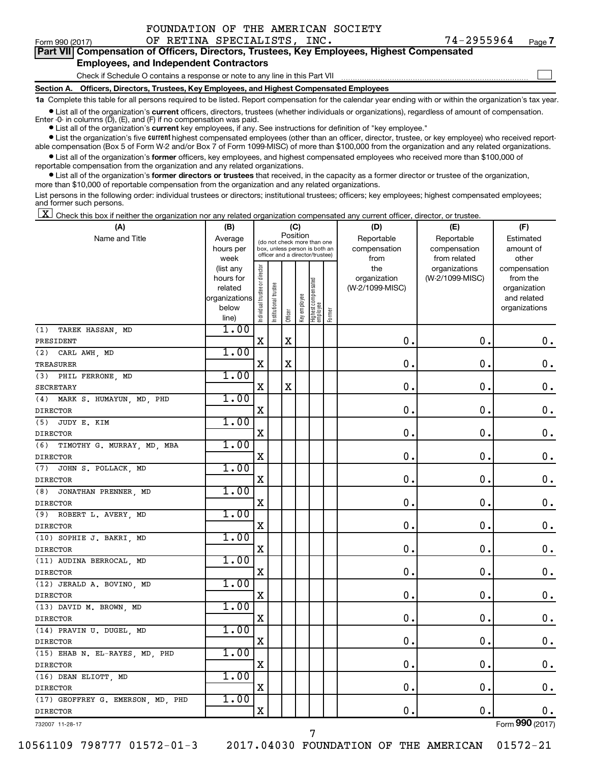FOUNDATION OF THE AMERICAN SOCIETY

Form 990 (2017) OF RETINA SPECIALISTS, INC. 74-2955964 Page 7

**Part VII Compensation of Officers, Directors, Trustees, Key Employees, Highest Compensated Employees, and Independent Contractors**

Check if Schedule O contains a response or note to any line in this Part VII

**Section A. Officers, Directors, Trustees, Key Employees, and Highest Compensated Employees**

**1a** Complete this table for all persons required to be listed. Report compensation for the calendar year ending with or within the organization's tax year.

- List all of the organization's **current** officers, directors, trustees (whether individuals or organizations), regardless of amount of compensation. Enter -0- in columns (D), (E), and (F) if no compensation was paid.
- List all of the organization's **current** key employees, if any. See instructions for definition of "key employee."
- List the organization's five **current** highest compensated employees (other than an officer, director, trustee, or key employee) who received reportable compensation (Box 5 of Form W-2 and/or Box 7 of Form 1099-MISC) of more than $100,000 from the organization and any related organizations.
- List all of the organization's **former** officers, key employees, and highest compensated employees who received more than $100,000 of reportable compensation from the organization and any related organizations.
- List all of the organization's **former directors or trustees** that received, in the capacity as a former director or trustee of the organization, more than $10,000 of reportable compensation from the organization and any related organizations.

List persons in the following order: individual trustees or directors; institutional trustees; officers; key employees; highest compensated employees; and former such persons.

[X] Check this box if neither the organization nor any related organization compensated any current officer, director, or trustee.

| (A) Name and Title | (B) Average hours per week (list any hours for related organizations below line) | (C) Position (do not check more than one box, unless person is both an officer and a director/trustee): Individual trustee or director | Institutional trustee | Officer | Key employee | Highest compensated employee | Former | (D) Reportable compensation from the organization (W-2/1099-MISC) | (E) Reportable compensation from related organizations (W-2/1099-MISC) | (F) Estimated amount of other compensation from the organization and related organizations |
|---|---|---|---|---|---|---|---|---|---|---|
| (1) TAREK HASSAN, MD<br>PRESIDENT | 1.00 | X | | X | | | | 0. | 0. | 0. |
| (2) CARL AWH, MD<br>TREASURER | 1.00 | X | | X | | | | 0. | 0. | 0. |
| (3) PHIL FERRONE, MD<br>SECRETARY | 1.00 | X | | X | | | | 0. | 0. | 0. |
| (4) MARK S. HUMAYUN, MD, PHD<br>DIRECTOR | 1.00 | X | | | | | | 0. | 0. | 0. |
| (5) JUDY E. KIM<br>DIRECTOR | 1.00 | X | | | | | | 0. | 0. | 0. |
| (6) TIMOTHY G. MURRAY, MD, MBA<br>DIRECTOR | 1.00 | X | | | | | | 0. | 0. | 0. |
| (7) JOHN S. POLLACK, MD<br>DIRECTOR | 1.00 | X | | | | | | 0. | 0. | 0. |
| (8) JONATHAN PRENNER, MD<br>DIRECTOR | 1.00 | X | | | | | | 0. | 0. | 0. |
| (9) ROBERT L. AVERY, MD<br>DIRECTOR | 1.00 | X | | | | | | 0. | 0. | 0. |
| (10) SOPHIE J. BAKRI, MD<br>DIRECTOR | 1.00 | X | | | | | | 0. | 0. | 0. |
| (11) AUDINA BERROCAL, MD<br>DIRECTOR | 1.00 | X | | | | | | 0. | 0. | 0. |
| (12) JERALD A. BOVINO, MD<br>DIRECTOR | 1.00 | X | | | | | | 0. | 0. | 0. |
| (13) DAVID M. BROWN, MD<br>DIRECTOR | 1.00 | X | | | | | | 0. | 0. | 0. |
| (14) PRAVIN U. DUGEL, MD<br>DIRECTOR | 1.00 | X | | | | | | 0. | 0. | 0. |
| (15) EHAB N. EL-RAYES, MD, PHD<br>DIRECTOR | 1.00 | X | | | | | | 0. | 0. | 0. |
| (16) DEAN ELIOTT, MD<br>DIRECTOR | 1.00 | X | | | | | | 0. | 0. | 0. |
| (17) GEOFFREY G. EMERSON, MD, PHD<br>DIRECTOR | 1.00 | X | | | | | | 0. | 0. | 0. |

732007 11-28-17 Form **990** (2017)

10561109 798777 01572-01-3 2017.04030 FOUNDATION OF THE AMERICAN 01572-21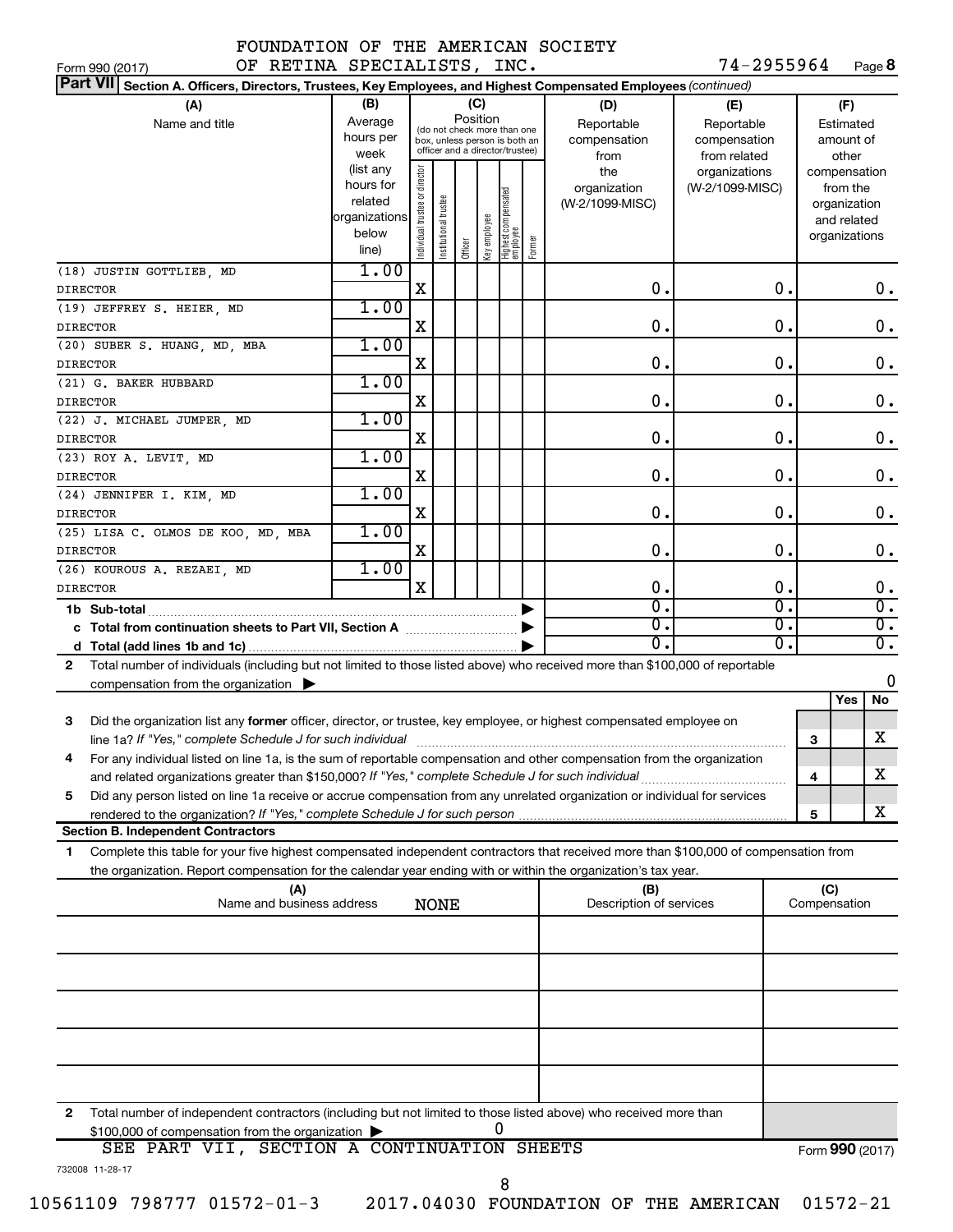FOUNDATION OF THE AMERICAN SOCIETY OF RETINA SPECIALISTS, INC. 74-2955964

Form 990 (2017)

**Part VII Section A. Officers, Directors, Trustees, Key Employees, and Highest Compensated Employees** *(continued)*

| (A) Name and title | (B) Average hours per week (list any hours for related organizations below line) | (C) Position: Individual trustee or director | Institutional trustee | Officer | Key employee | Highest compensated employee | Former | (D) Reportable compensation from the organization (W-2/1099-MISC) | (E) Reportable compensation from related organizations (W-2/1099-MISC) | (F) Estimated amount of other compensation from the organization and related organizations |
|---|---|---|---|---|---|---|---|---|---|---|
| (18) JUSTIN GOTTLIEB, MD<br>DIRECTOR | 1.00 | X | | | | | | 0. | 0. | 0. |
| (19) JEFFREY S. HEIER, MD<br>DIRECTOR | 1.00 | X | | | | | | 0. | 0. | 0. |
| (20) SUBER S. HUANG, MD, MBA<br>DIRECTOR | 1.00 | X | | | | | | 0. | 0. | 0. |
| (21) G. BAKER HUBBARD<br>DIRECTOR | 1.00 | X | | | | | | 0. | 0. | 0. |
| (22) J. MICHAEL JUMPER, MD<br>DIRECTOR | 1.00 | X | | | | | | 0. | 0. | 0. |
| (23) ROY A. LEVIT, MD<br>DIRECTOR | 1.00 | X | | | | | | 0. | 0. | 0. |
| (24) JENNIFER I. KIM, MD<br>DIRECTOR | 1.00 | X | | | | | | 0. | 0. | 0. |
| (25) LISA C. OLMOS DE KOO, MD, MBA<br>DIRECTOR | 1.00 | X | | | | | | 0. | 0. | 0. |
| (26) KOUROUS A. REZAEI, MD<br>DIRECTOR | 1.00 | X | | | | | | 0. | 0. | 0. |
| 1b Sub-total | | | | | | | | 0. | 0. | 0. |
| c Total from continuation sheets to Part VII, Section A | | | | | | | | 0. | 0. | 0. |
| d Total (add lines 1b and 1c) | | | | | | | | 0. | 0. | 0. |

2 Total number of individuals (including but not limited to those listed above) who received more than $100,000 of reportable compensation from the organization ▶ 0

| | | Yes | No |
|---|---|---|---|
| 3 Did the organization list any **former** officer, director, or trustee, key employee, or highest compensated employee on line 1a? *If "Yes," complete Schedule J for such individual* | 3 | | X |
| 4 For any individual listed on line 1a, is the sum of reportable compensation and other compensation from the organization and related organizations greater than $150,000? *If "Yes," complete Schedule J for such individual* | 4 | | X |
| 5 Did any person listed on line 1a receive or accrue compensation from any unrelated organization or individual for services rendered to the organization? *If "Yes," complete Schedule J for such person* | 5 | | X |

**Section B. Independent Contractors**

1 Complete this table for your five highest compensated independent contractors that received more than $100,000 of compensation from the organization. Report compensation for the calendar year ending with or within the organization's tax year.

| (A) Name and business address | (B) Description of services | (C) Compensation |
|---|---|---|
| NONE | | |
| | | |
| | | |
| | | |
| | | |

2 Total number of independent contractors (including but not limited to those listed above) who received more than $100,000 of compensation from the organization ▶ 0

SEE PART VII, SECTION A CONTINUATION SHEETS

Form **990** (2017)

732008 11-28-17

10561109 798777 01572-01-3 2017.04030 FOUNDATION OF THE AMERICAN 01572-21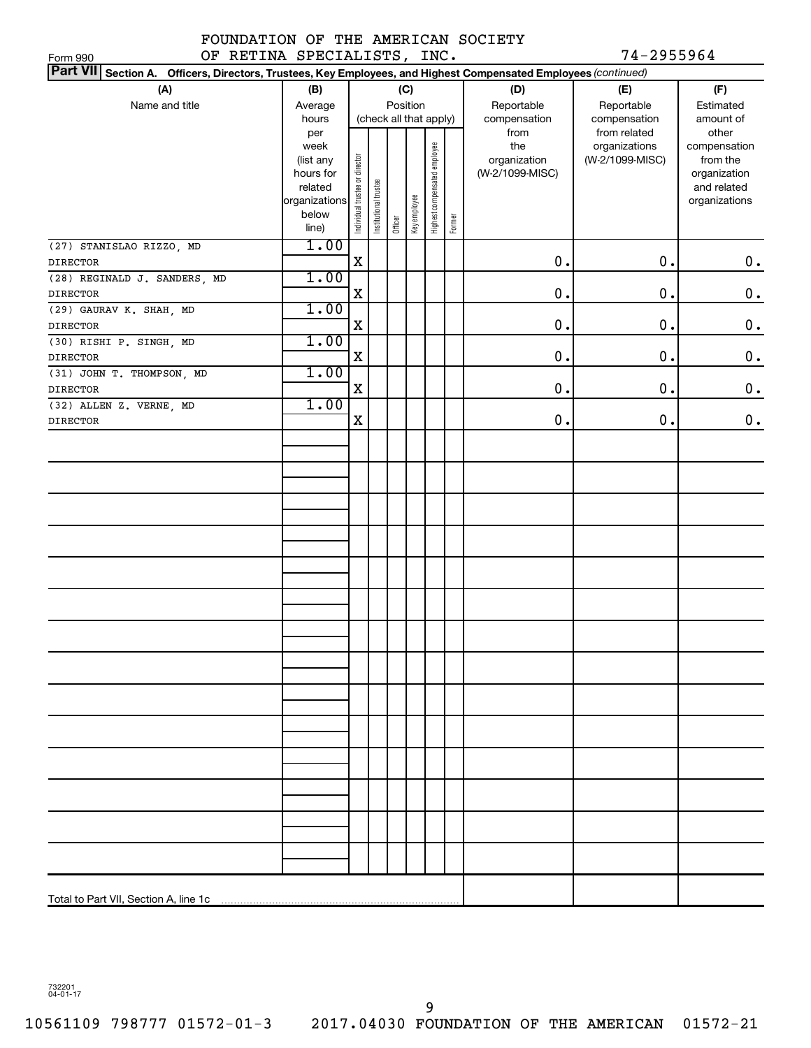FOUNDATION OF THE AMERICAN SOCIETY OF RETINA SPECIALISTS, INC. 74-2955964

Form 990

**Part VII Section A. Officers, Directors, Trustees, Key Employees, and Highest Compensated Employees** *(continued)*

| (A) Name and title | (B) Average hours per week (list any hours for related organizations below line) | (C) Position (check all that apply): Individual trustee or director | Institutional trustee | Officer | Key employee | Highest compensated employee | Former | (D) Reportable compensation from the organization (W-2/1099-MISC) | (E) Reportable compensation from related organizations (W-2/1099-MISC) | (F) Estimated amount of other compensation from the organization and related organizations |
|---|---|---|---|---|---|---|---|---|---|---|
| (27) STANISLAO RIZZO, MD<br>DIRECTOR | 1.00 | X | | | | | | 0. | 0. | 0. |
| (28) REGINALD J. SANDERS, MD<br>DIRECTOR | 1.00 | X | | | | | | 0. | 0. | 0. |
| (29) GAURAV K. SHAH, MD<br>DIRECTOR | 1.00 | X | | | | | | 0. | 0. | 0. |
| (30) RISHI P. SINGH, MD<br>DIRECTOR | 1.00 | X | | | | | | 0. | 0. | 0. |
| (31) JOHN T. THOMPSON, MD<br>DIRECTOR | 1.00 | X | | | | | | 0. | 0. | 0. |
| (32) ALLEN Z. VERNE, MD<br>DIRECTOR | 1.00 | X | | | | | | 0. | 0. | 0. |
| Total to Part VII, Section A, line 1c | | | | | | | | | | |

732201 04-01-17

10561109 798777 01572-01-3 2017.04030 FOUNDATION OF THE AMERICAN 01572-21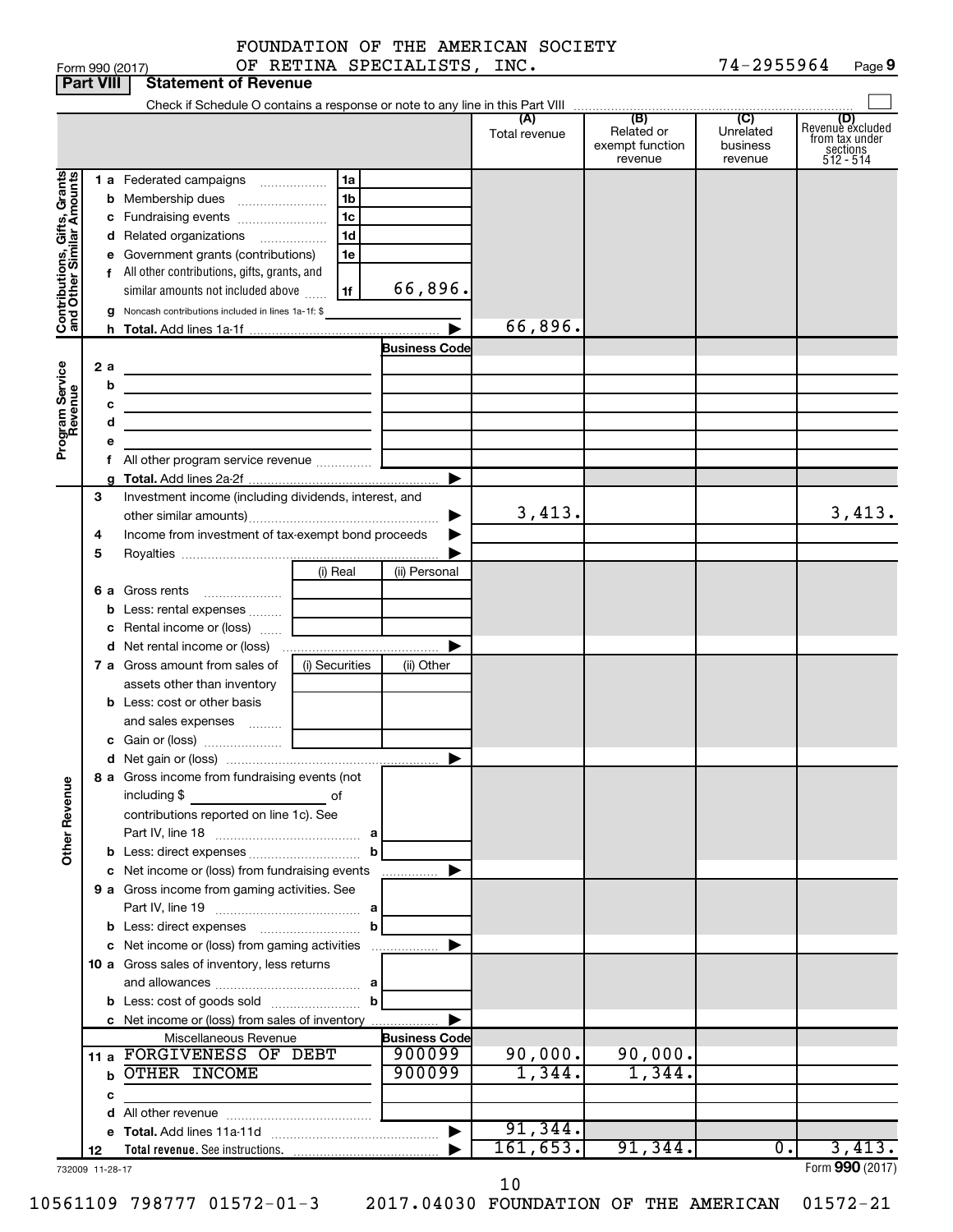FOUNDATION OF THE AMERICAN SOCIETY OF RETINA SPECIALISTS, INC. 74-2955964

Form 990 (2017) Page 9

**Part VIII Statement of Revenue**

Check if Schedule O contains a response or note to any line in this Part VIII

| | | | (A) Total revenue | (B) Related or exempt function revenue | (C) Unrelated business revenue | (D) Revenue excluded from tax under sections 512 - 514 |
|---|---|---|---|---|---|---|
| **Contributions, Gifts, Grants and Other Similar Amounts** | 1a Federated campaigns | 1a | | | | |
| | b Membership dues | 1b | | | | |
| | c Fundraising events | 1c | | | | |
| | d Related organizations | 1d | | | | |
| | e Government grants (contributions) | 1e | | | | |
| | f All other contributions, gifts, grants, and similar amounts not included above | 1f 66,896. | | | | |
| | g Noncash contributions included in lines 1a-1f: $ | | | | | |
| | h Total. Add lines 1a-1f | | 66,896. | | | |
| **Program Service Revenue** | | Business Code | | | | |
| | 2a | | | | | |
| | b | | | | | |
| | c | | | | | |
| | d | | | | | |
| | e | | | | | |
| | f All other program service revenue | | | | | |
| | g Total. Add lines 2a-2f | | | | | |
| **Other Revenue** | 3 Investment income (including dividends, interest, and other similar amounts) | | 3,413. | | | 3,413. |
| | 4 Income from investment of tax-exempt bond proceeds | | | | | |
| | 5 Royalties | | | | | |
| | 6a Gross rents | (i) Real / (ii) Personal | | | | |
| | b Less: rental expenses | | | | | |
| | c Rental income or (loss) | | | | | |
| | d Net rental income or (loss) | | | | | |
| | 7a Gross amount from sales of assets other than inventory | (i) Securities / (ii) Other | | | | |
| | b Less: cost or other basis and sales expenses | | | | | |
| | c Gain or (loss) | | | | | |
| | d Net gain or (loss) | | | | | |
| | 8a Gross income from fundraising events (not including $ of contributions reported on line 1c). See Part IV, line 18 | a | | | | |
| | b Less: direct expenses | b | | | | |
| | c Net income or (loss) from fundraising events | | | | | |
| | 9a Gross income from gaming activities. See Part IV, line 19 | a | | | | |
| | b Less: direct expenses | b | | | | |
| | c Net income or (loss) from gaming activities | | | | | |
| | 10a Gross sales of inventory, less returns and allowances | a | | | | |
| | b Less: cost of goods sold | b | | | | |
| | c Net income or (loss) from sales of inventory | | | | | |
| | Miscellaneous Revenue | Business Code | | | | |
| | 11a FORGIVENESS OF DEBT | 900099 | 90,000. | 90,000. | | |
| | b OTHER INCOME | 900099 | 1,344. | 1,344. | | |
| | c | | | | | |
| | d All other revenue | | | | | |
| | e Total. Add lines 11a-11d | | 91,344. | | | |
| | 12 Total revenue. See instructions. | | 161,653. | 91,344. | 0. | 3,413. |

732009 11-28-17 Form **990** (2017)

10561109 798777 01572-01-3 2017.04030 FOUNDATION OF THE AMERICAN 01572-21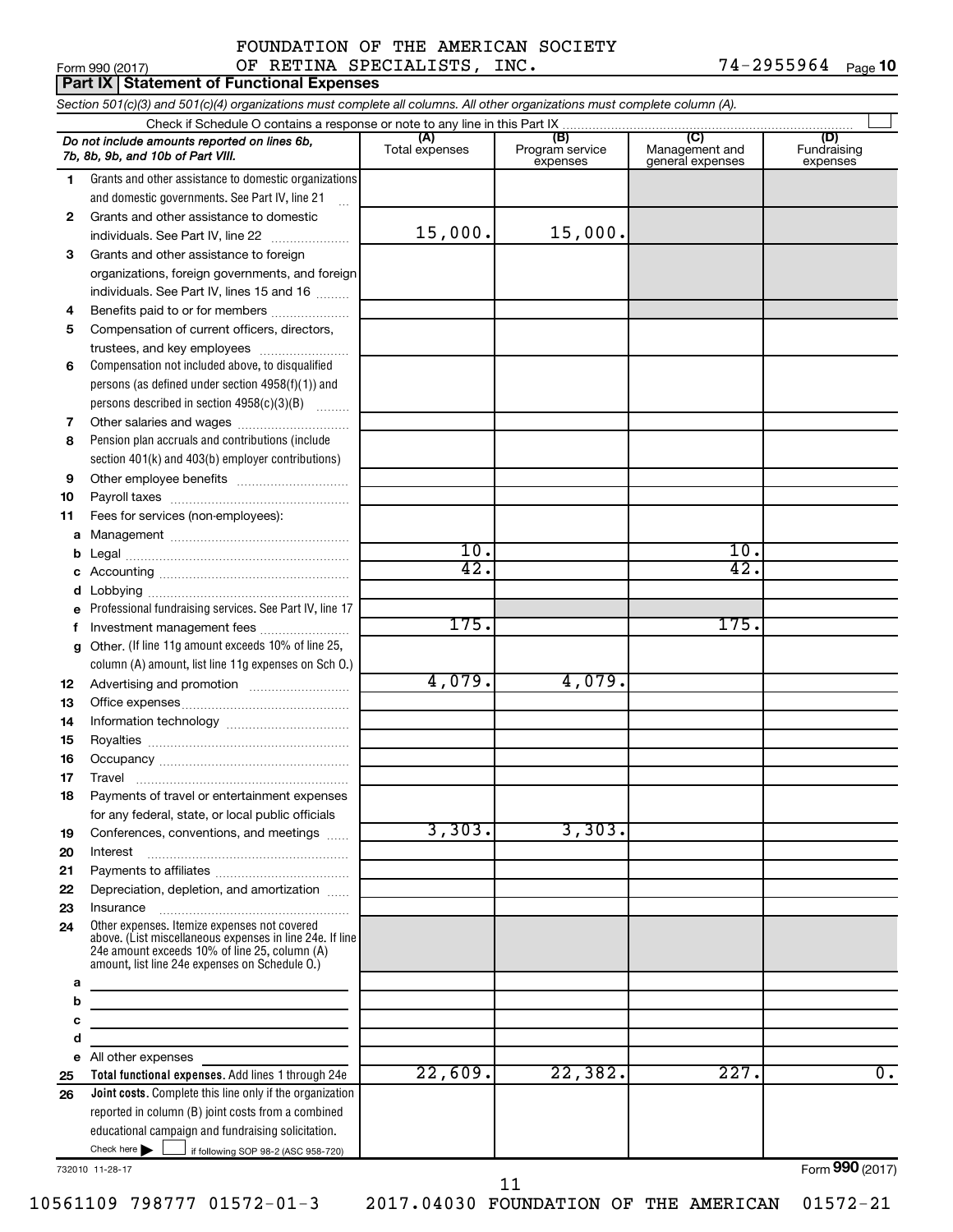FOUNDATION OF THE AMERICAN SOCIETY OF RETINA SPECIALISTS, INC. 74-2955964

Form 990 (2017) Page 10

**Part IX Statement of Functional Expenses**

*Section 501(c)(3) and 501(c)(4) organizations must complete all columns. All other organizations must complete column (A).*

Check if Schedule O contains a response or note to any line in this Part IX

| *Do not include amounts reported on lines 6b, 7b, 8b, 9b, and 10b of Part VIII.* | (A) Total expenses | (B) Program service expenses | (C) Management and general expenses | (D) Fundraising expenses |
|---|---|---|---|---|
| 1 Grants and other assistance to domestic organizations and domestic governments. See Part IV, line 21 | | | | |
| 2 Grants and other assistance to domestic individuals. See Part IV, line 22 | 15,000. | 15,000. | | |
| 3 Grants and other assistance to foreign organizations, foreign governments, and foreign individuals. See Part IV, lines 15 and 16 | | | | |
| 4 Benefits paid to or for members | | | | |
| 5 Compensation of current officers, directors, trustees, and key employees | | | | |
| 6 Compensation not included above, to disqualified persons (as defined under section 4958(f)(1)) and persons described in section 4958(c)(3)(B) | | | | |
| 7 Other salaries and wages | | | | |
| 8 Pension plan accruals and contributions (include section 401(k) and 403(b) employer contributions) | | | | |
| 9 Other employee benefits | | | | |
| 10 Payroll taxes | | | | |
| 11 Fees for services (non-employees): | | | | |
| a Management | | | | |
| b Legal | 10. | | 10. | |
| c Accounting | 42. | | 42. | |
| d Lobbying | | | | |
| e Professional fundraising services. See Part IV, line 17 | | | | |
| f Investment management fees | 175. | | 175. | |
| g Other. (If line 11g amount exceeds 10% of line 25, column (A) amount, list line 11g expenses on Sch O.) | | | | |
| 12 Advertising and promotion | 4,079. | 4,079. | | |
| 13 Office expenses | | | | |
| 14 Information technology | | | | |
| 15 Royalties | | | | |
| 16 Occupancy | | | | |
| 17 Travel | | | | |
| 18 Payments of travel or entertainment expenses for any federal, state, or local public officials | | | | |
| 19 Conferences, conventions, and meetings | 3,303. | 3,303. | | |
| 20 Interest | | | | |
| 21 Payments to affiliates | | | | |
| 22 Depreciation, depletion, and amortization | | | | |
| 23 Insurance | | | | |
| 24 Other expenses. Itemize expenses not covered above. (List miscellaneous expenses in line 24e. If line 24e amount exceeds 10% of line 25, column (A) amount, list line 24e expenses on Schedule O.) | | | | |
| a | | | | |
| b | | | | |
| c | | | | |
| d | | | | |
| e All other expenses | | | | |
| 25 **Total functional expenses.** Add lines 1 through 24e | 22,609. | 22,382. | 227. | 0. |
| 26 **Joint costs.** Complete this line only if the organization reported in column (B) joint costs from a combined educational campaign and fundraising solicitation. Check here ☐ if following SOP 98-2 (ASC 958-720) | | | | |

732010 11-28-17 Form **990** (2017)

10561109 798777 01572-01-3 2017.04030 FOUNDATION OF THE AMERICAN 01572-21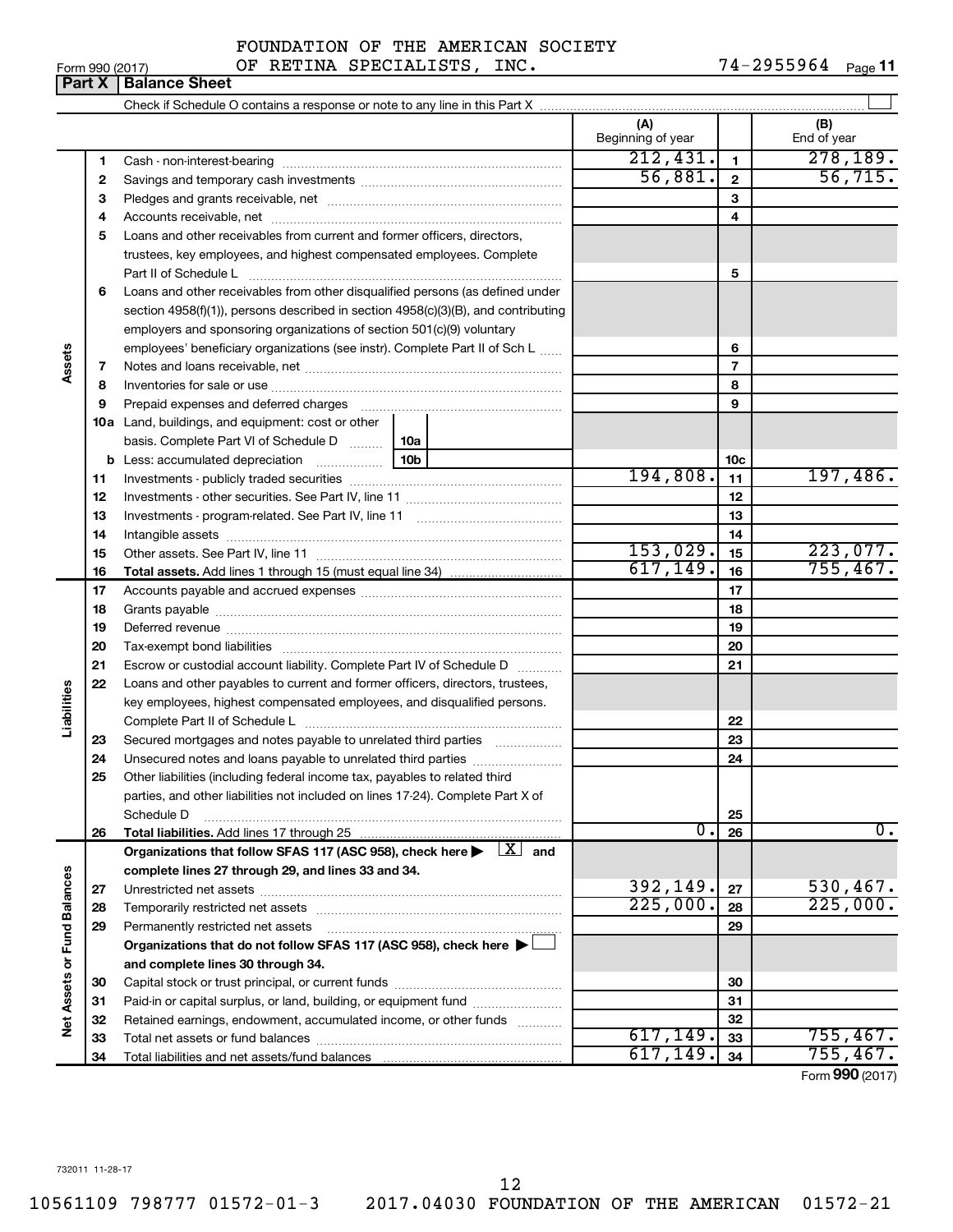Form 990 (2017) FOUNDATION OF THE AMERICAN SOCIETY OF RETINA SPECIALISTS, INC. 74-2955964 Page 11

## Part X | Balance Sheet

Check if Schedule O contains a response or note to any line in this Part X

| | | | (A) Beginning of year | | (B) End of year |
|---|---|---|---|---|---|
| Assets | 1 | Cash - non-interest-bearing | 212,431. | 1 | 278,189. |
| | 2 | Savings and temporary cash investments | 56,881. | 2 | 56,715. |
| | 3 | Pledges and grants receivable, net | | 3 | |
| | 4 | Accounts receivable, net | | 4 | |
| | 5 | Loans and other receivables from current and former officers, directors, trustees, key employees, and highest compensated employees. Complete Part II of Schedule L | | 5 | |
| | 6 | Loans and other receivables from other disqualified persons (as defined under section 4958(f)(1)), persons described in section 4958(c)(3)(B), and contributing employers and sponsoring organizations of section 501(c)(9) voluntary employees' beneficiary organizations (see instr). Complete Part II of Sch L | | 6 | |
| | 7 | Notes and loans receivable, net | | 7 | |
| | 8 | Inventories for sale or use | | 8 | |
| | 9 | Prepaid expenses and deferred charges | | 9 | |
| | 10a | Land, buildings, and equipment: cost or other basis. Complete Part VI of Schedule D ... 10a | | | |
| | b | Less: accumulated depreciation ... 10b | | 10c | |
| | 11 | Investments - publicly traded securities | 194,808. | 11 | 197,486. |
| | 12 | Investments - other securities. See Part IV, line 11 | | 12 | |
| | 13 | Investments - program-related. See Part IV, line 11 | | 13 | |
| | 14 | Intangible assets | | 14 | |
| | 15 | Other assets. See Part IV, line 11 | 153,029. | 15 | 223,077. |
| | 16 | **Total assets.** Add lines 1 through 15 (must equal line 34) | 617,149. | 16 | 755,467. |
| Liabilities | 17 | Accounts payable and accrued expenses | | 17 | |
| | 18 | Grants payable | | 18 | |
| | 19 | Deferred revenue | | 19 | |
| | 20 | Tax-exempt bond liabilities | | 20 | |
| | 21 | Escrow or custodial account liability. Complete Part IV of Schedule D | | 21 | |
| | 22 | Loans and other payables to current and former officers, directors, trustees, key employees, highest compensated employees, and disqualified persons. Complete Part II of Schedule L | | 22 | |
| | 23 | Secured mortgages and notes payable to unrelated third parties | | 23 | |
| | 24 | Unsecured notes and loans payable to unrelated third parties | | 24 | |
| | 25 | Other liabilities (including federal income tax, payables to related third parties, and other liabilities not included on lines 17-24). Complete Part X of Schedule D | | 25 | |
| | 26 | **Total liabilities.** Add lines 17 through 25 | 0. | 26 | 0. |
| Net Assets or Fund Balances | | **Organizations that follow SFAS 117 (ASC 958), check here ▶ [X] and complete lines 27 through 29, and lines 33 and 34.** | | | |
| | 27 | Unrestricted net assets | 392,149. | 27 | 530,467. |
| | 28 | Temporarily restricted net assets | 225,000. | 28 | 225,000. |
| | 29 | Permanently restricted net assets | | 29 | |
| | | **Organizations that do not follow SFAS 117 (ASC 958), check here ▶ [ ] and complete lines 30 through 34.** | | | |
| | 30 | Capital stock or trust principal, or current funds | | 30 | |
| | 31 | Paid-in or capital surplus, or land, building, or equipment fund | | 31 | |
| | 32 | Retained earnings, endowment, accumulated income, or other funds | | 32 | |
| | 33 | Total net assets or fund balances | 617,149. | 33 | 755,467. |
| | 34 | Total liabilities and net assets/fund balances | 617,149. | 34 | 755,467. |

Form **990** (2017)

732011 11-28-17

10561109 798777 01572-01-3 2017.04030 FOUNDATION OF THE AMERICAN 01572-21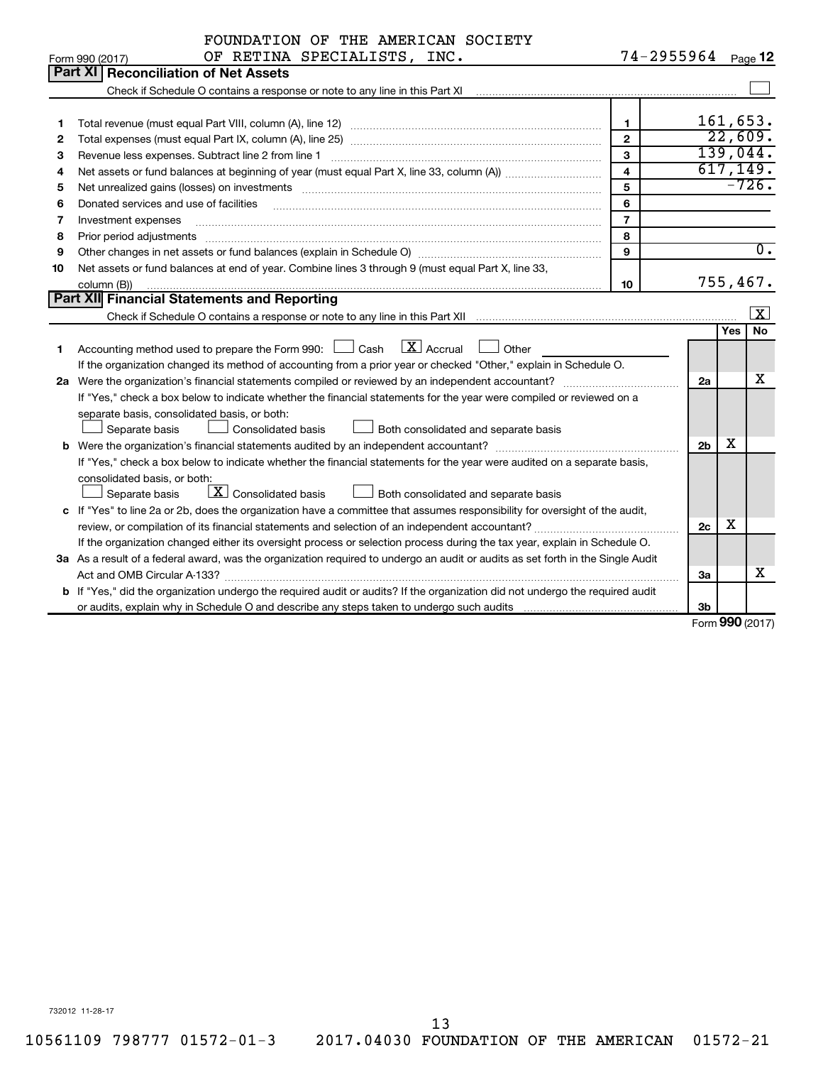FOUNDATION OF THE AMERICAN SOCIETY OF RETINA SPECIALISTS, INC. 74-2955964

Form 990 (2017) Page **12**

## Part XI Reconciliation of Net Assets

Check if Schedule O contains a response or note to any line in this Part XI ☐

| | | | |
|---|---|---|---|
| 1 | Total revenue (must equal Part VIII, column (A), line 12) | 1 | 161,653. |
| 2 | Total expenses (must equal Part IX, column (A), line 25) | 2 | 22,609. |
| 3 | Revenue less expenses. Subtract line 2 from line 1 | 3 | 139,044. |
| 4 | Net assets or fund balances at beginning of year (must equal Part X, line 33, column (A)) | 4 | 617,149. |
| 5 | Net unrealized gains (losses) on investments | 5 | -726. |
| 6 | Donated services and use of facilities | 6 | |
| 7 | Investment expenses | 7 | |
| 8 | Prior period adjustments | 8 | |
| 9 | Other changes in net assets or fund balances (explain in Schedule O) | 9 | 0. |
| 10 | Net assets or fund balances at end of year. Combine lines 3 through 9 (must equal Part X, line 33, column (B)) | 10 | 755,467. |

## Part XII Financial Statements and Reporting

Check if Schedule O contains a response or note to any line in this Part XII ☒

| | | | Yes | No |
|---|---|---|---|---|
| 1 | Accounting method used to prepare the Form 990: ☐ Cash ☒ Accrual ☐ Other<br>If the organization changed its method of accounting from a prior year or checked "Other," explain in Schedule O. | | | |
| 2a | Were the organization's financial statements compiled or reviewed by an independent accountant?<br>If "Yes," check a box below to indicate whether the financial statements for the year were compiled or reviewed on a separate basis, consolidated basis, or both:<br>☐ Separate basis ☐ Consolidated basis ☐ Both consolidated and separate basis | 2a | | X |
| b | Were the organization's financial statements audited by an independent accountant?<br>If "Yes," check a box below to indicate whether the financial statements for the year were audited on a separate basis, consolidated basis, or both:<br>☐ Separate basis ☒ Consolidated basis ☐ Both consolidated and separate basis | 2b | X | |
| c | If "Yes" to line 2a or 2b, does the organization have a committee that assumes responsibility for oversight of the audit, review, or compilation of its financial statements and selection of an independent accountant?<br>If the organization changed either its oversight process or selection process during the tax year, explain in Schedule O. | 2c | X | |
| 3a | As a result of a federal award, was the organization required to undergo an audit or audits as set forth in the Single Audit Act and OMB Circular A-133? | 3a | | X |
| b | If "Yes," did the organization undergo the required audit or audits? If the organization did not undergo the required audit or audits, explain why in Schedule O and describe any steps taken to undergo such audits | 3b | | |

Form **990** (2017)

732012 11-28-17

10561109 798777 01572-01-3 2017.04030 FOUNDATION OF THE AMERICAN 01572-21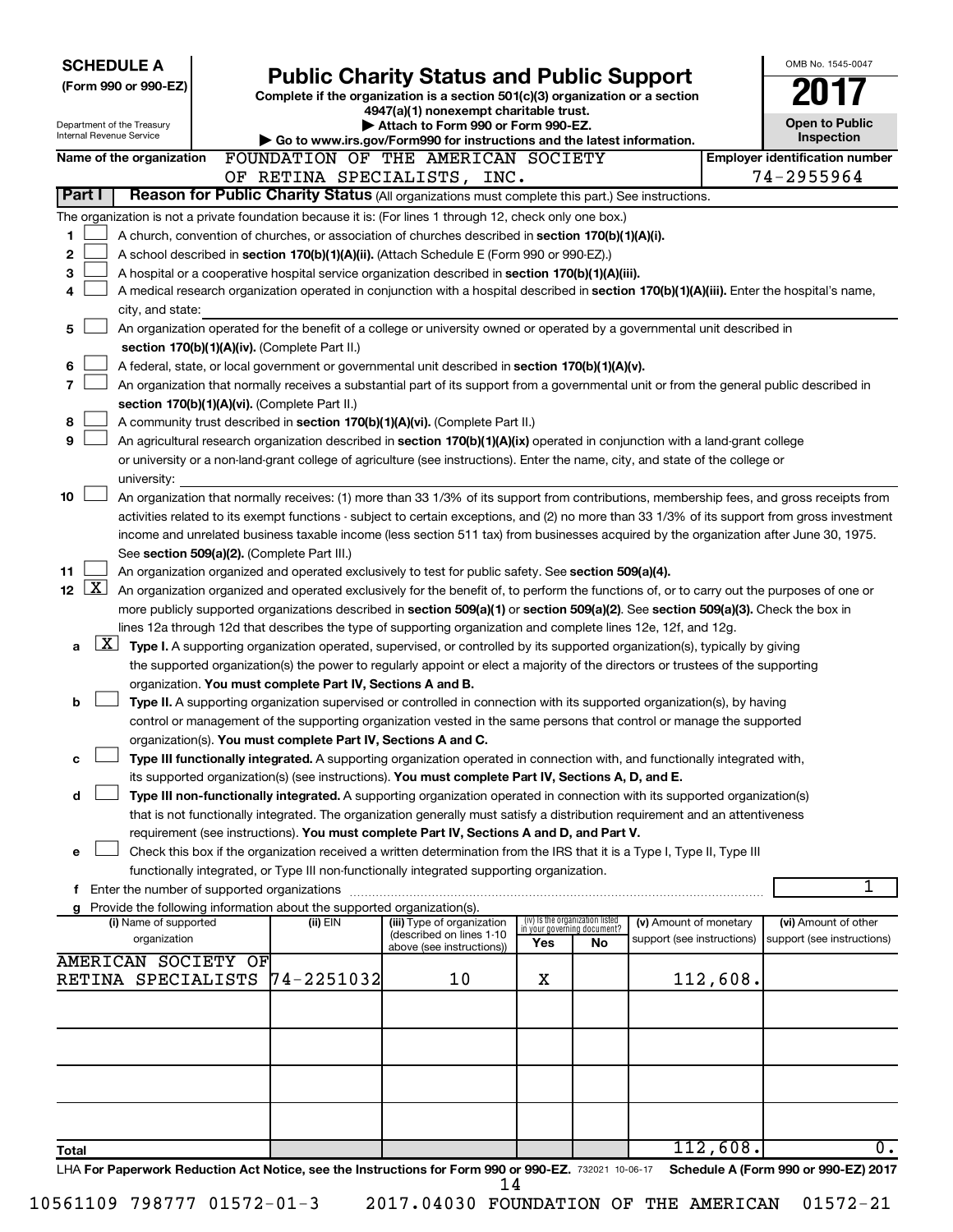**SCHEDULE A**
**(Form 990 or 990-EZ)**

Department of the Treasury
Internal Revenue Service

# Public Charity Status and Public Support

**Complete if the organization is a section 501(c)(3) organization or a section 4947(a)(1) nonexempt charitable trust.**
**▶ Attach to Form 990 or Form 990-EZ.**
**▶ Go to www.irs.gov/Form990 for instructions and the latest information.**

OMB No. 1545-0047

**2017**

**Open to Public Inspection**

**Name of the organization** FOUNDATION OF THE AMERICAN SOCIETY OF RETINA SPECIALISTS, INC.

**Employer identification number** 74-2955964

**Part I** **Reason for Public Charity Status** (All organizations must complete this part.) See instructions.

The organization is not a private foundation because it is: (For lines 1 through 12, check only one box.)

1 ☐ A church, convention of churches, or association of churches described in **section 170(b)(1)(A)(i).**

2 ☐ A school described in **section 170(b)(1)(A)(ii).** (Attach Schedule E (Form 990 or 990-EZ).)

3 ☐ A hospital or a cooperative hospital service organization described in **section 170(b)(1)(A)(iii).**

4 ☐ A medical research organization operated in conjunction with a hospital described in **section 170(b)(1)(A)(iii).** Enter the hospital's name, city, and state:

5 ☐ An organization operated for the benefit of a college or university owned or operated by a governmental unit described in **section 170(b)(1)(A)(iv).** (Complete Part II.)

6 ☐ A federal, state, or local government or governmental unit described in **section 170(b)(1)(A)(v).**

7 ☐ An organization that normally receives a substantial part of its support from a governmental unit or from the general public described in **section 170(b)(1)(A)(vi).** (Complete Part II.)

8 ☐ A community trust described in **section 170(b)(1)(A)(vi).** (Complete Part II.)

9 ☐ An agricultural research organization described in **section 170(b)(1)(A)(ix)** operated in conjunction with a land-grant college or university or a non-land-grant college of agriculture (see instructions). Enter the name, city, and state of the college or university:

10 ☐ An organization that normally receives: (1) more than 33 1/3% of its support from contributions, membership fees, and gross receipts from activities related to its exempt functions - subject to certain exceptions, and (2) no more than 33 1/3% of its support from gross investment income and unrelated business taxable income (less section 511 tax) from businesses acquired by the organization after June 30, 1975. See **section 509(a)(2).** (Complete Part III.)

11 ☐ An organization organized and operated exclusively to test for public safety. See **section 509(a)(4).**

12 ☒ An organization organized and operated exclusively for the benefit of, to perform the functions of, or to carry out the purposes of one or more publicly supported organizations described in **section 509(a)(1)** or **section 509(a)(2)**. See **section 509(a)(3).** Check the box in lines 12a through 12d that describes the type of supporting organization and complete lines 12e, 12f, and 12g.

a ☒ **Type I.** A supporting organization operated, supervised, or controlled by its supported organization(s), typically by giving the supported organization(s) the power to regularly appoint or elect a majority of the directors or trustees of the supporting organization. **You must complete Part IV, Sections A and B.**

b ☐ **Type II.** A supporting organization supervised or controlled in connection with its supported organization(s), by having control or management of the supporting organization vested in the same persons that control or manage the supported organization(s). **You must complete Part IV, Sections A and C.**

c ☐ **Type III functionally integrated.** A supporting organization operated in connection with, and functionally integrated with, its supported organization(s) (see instructions). **You must complete Part IV, Sections A, D, and E.**

d ☐ **Type III non-functionally integrated.** A supporting organization operated in connection with its supported organization(s) that is not functionally integrated. The organization generally must satisfy a distribution requirement and an attentiveness requirement (see instructions). **You must complete Part IV, Sections A and D, and Part V.**

e ☐ Check this box if the organization received a written determination from the IRS that it is a Type I, Type II, Type III functionally integrated, or Type III non-functionally integrated supporting organization.

f Enter the number of supported organizations .......... 1

g Provide the following information about the supported organization(s).

| (i) Name of supported organization | (ii) EIN | (iii) Type of organization (described on lines 1-10 above (see instructions)) | (iv) Is the organization listed in your governing document? Yes | No | (v) Amount of monetary support (see instructions) | (vi) Amount of other support (see instructions) |
|---|---|---|---|---|---|---|
| AMERICAN SOCIETY OF RETINA SPECIALISTS | 74-2251032 | 10 | X | | 112,608. | |
| | | | | | | |
| | | | | | | |
| | | | | | | |
| | | | | | | |
| **Total** | | | | | 112,608. | 0. |

LHA **For Paperwork Reduction Act Notice, see the Instructions for Form 990 or 990-EZ.** 732021 10-06-17 **Schedule A (Form 990 or 990-EZ) 2017**

10561109 798777 01572-01-3 2017.04030 FOUNDATION OF THE AMERICAN 01572-21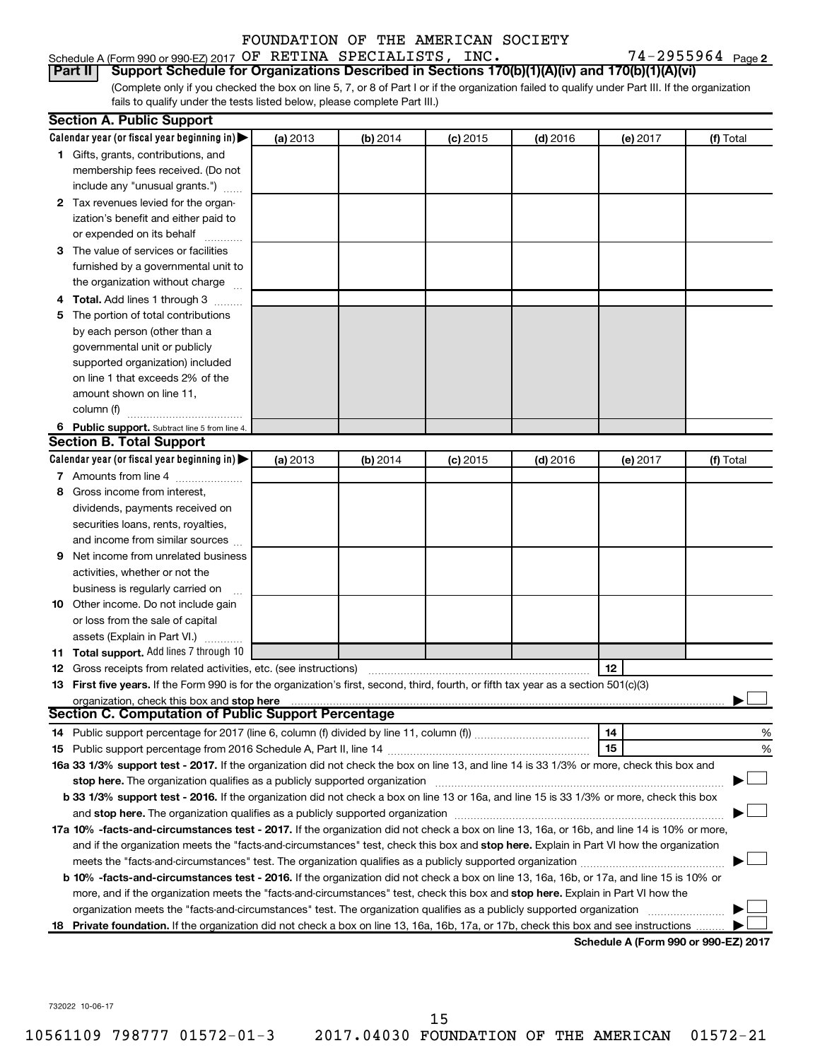FOUNDATION OF THE AMERICAN SOCIETY

Schedule A (Form 990 or 990-EZ) 2017 OF RETINA SPECIALISTS, INC. 74-2955964 Page 2

**Part II** **Support Schedule for Organizations Described in Sections 170(b)(1)(A)(iv) and 170(b)(1)(A)(vi)**

(Complete only if you checked the box on line 5, 7, or 8 of Part I or if the organization failed to qualify under Part III. If the organization fails to qualify under the tests listed below, please complete Part III.)

## Section A. Public Support

| Calendar year (or fiscal year beginning in) ▶ | (a) 2013 | (b) 2014 | (c) 2015 | (d) 2016 | (e) 2017 | (f) Total |
|---|---|---|---|---|---|---|
| 1 Gifts, grants, contributions, and membership fees received. (Do not include any "unusual grants.") | | | | | | |
| 2 Tax revenues levied for the organization's benefit and either paid to or expended on its behalf | | | | | | |
| 3 The value of services or facilities furnished by a governmental unit to the organization without charge | | | | | | |
| 4 **Total.** Add lines 1 through 3 | | | | | | |
| 5 The portion of total contributions by each person (other than a governmental unit or publicly supported organization) included on line 1 that exceeds 2% of the amount shown on line 11, column (f) | | | | | | |
| 6 **Public support.** Subtract line 5 from line 4. | | | | | | |

## Section B. Total Support

| Calendar year (or fiscal year beginning in) ▶ | (a) 2013 | (b) 2014 | (c) 2015 | (d) 2016 | (e) 2017 | (f) Total |
|---|---|---|---|---|---|---|
| 7 Amounts from line 4 | | | | | | |
| 8 Gross income from interest, dividends, payments received on securities loans, rents, royalties, and income from similar sources | | | | | | |
| 9 Net income from unrelated business activities, whether or not the business is regularly carried on | | | | | | |
| 10 Other income. Do not include gain or loss from the sale of capital assets (Explain in Part VI.) | | | | | | |
| 11 **Total support.** Add lines 7 through 10 | | | | | | |

12 Gross receipts from related activities, etc. (see instructions) | 12 |

13 **First five years.** If the Form 990 is for the organization's first, second, third, fourth, or fifth tax year as a section 501(c)(3) organization, check this box and **stop here** ▶ ☐

## Section C. Computation of Public Support Percentage

14 Public support percentage for 2017 (line 6, column (f) divided by line 11, column (f)) | 14 | %

15 Public support percentage from 2016 Schedule A, Part II, line 14 | 15 | %

16a **33 1/3% support test - 2017.** If the organization did not check the box on line 13, and line 14 is 33 1/3% or more, check this box and **stop here.** The organization qualifies as a publicly supported organization ▶ ☐

b **33 1/3% support test - 2016.** If the organization did not check a box on line 13 or 16a, and line 15 is 33 1/3% or more, check this box and **stop here.** The organization qualifies as a publicly supported organization ▶ ☐

17a **10% -facts-and-circumstances test - 2017.** If the organization did not check a box on line 13, 16a, or 16b, and line 14 is 10% or more, and if the organization meets the "facts-and-circumstances" test, check this box and **stop here.** Explain in Part VI how the organization meets the "facts-and-circumstances" test. The organization qualifies as a publicly supported organization ▶ ☐

b **10% -facts-and-circumstances test - 2016.** If the organization did not check a box on line 13, 16a, 16b, or 17a, and line 15 is 10% or more, and if the organization meets the "facts-and-circumstances" test, check this box and **stop here.** Explain in Part VI how the organization meets the "facts-and-circumstances" test. The organization qualifies as a publicly supported organization ▶ ☐

18 **Private foundation.** If the organization did not check a box on line 13, 16a, 16b, 17a, or 17b, check this box and see instructions ▶ ☐

**Schedule A (Form 990 or 990-EZ) 2017**

732022 10-06-17

10561109 798777 01572-01-3 2017.04030 FOUNDATION OF THE AMERICAN 01572-21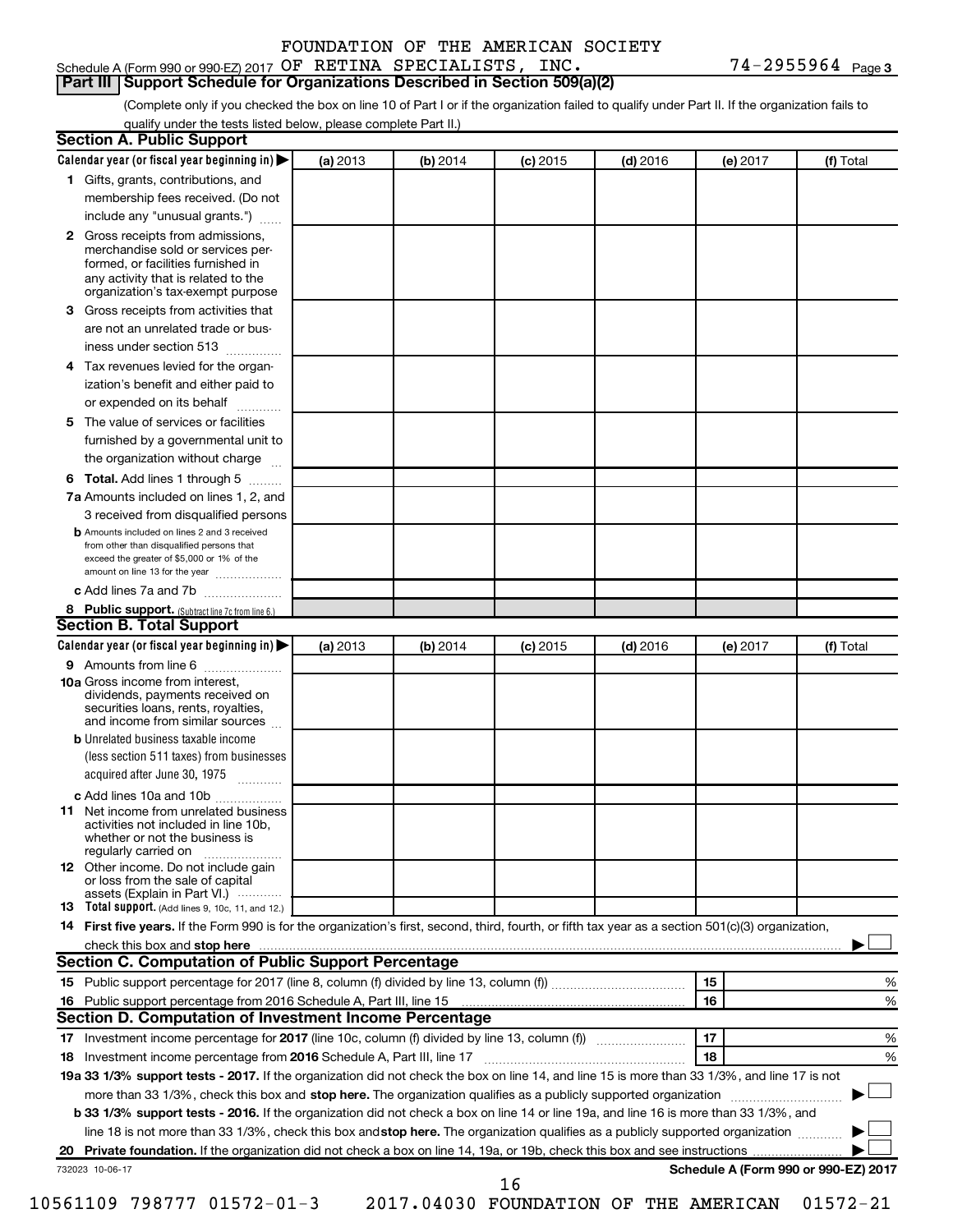FOUNDATION OF THE AMERICAN SOCIETY

Schedule A (Form 990 or 990-EZ) 2017 OF RETINA SPECIALISTS, INC. 74-2955964 Page 3

## Part III Support Schedule for Organizations Described in Section 509(a)(2)

(Complete only if you checked the box on line 10 of Part I or if the organization failed to qualify under Part II. If the organization fails to qualify under the tests listed below, please complete Part II.)

### Section A. Public Support

| Calendar year (or fiscal year beginning in) ▶ | (a) 2013 | (b) 2014 | (c) 2015 | (d) 2016 | (e) 2017 | (f) Total |
|---|---|---|---|---|---|---|
| 1 Gifts, grants, contributions, and membership fees received. (Do not include any "unusual grants.") | | | | | | |
| 2 Gross receipts from admissions, merchandise sold or services performed, or facilities furnished in any activity that is related to the organization's tax-exempt purpose | | | | | | |
| 3 Gross receipts from activities that are not an unrelated trade or business under section 513 | | | | | | |
| 4 Tax revenues levied for the organization's benefit and either paid to or expended on its behalf | | | | | | |
| 5 The value of services or facilities furnished by a governmental unit to the organization without charge | | | | | | |
| 6 Total. Add lines 1 through 5 | | | | | | |
| 7a Amounts included on lines 1, 2, and 3 received from disqualified persons | | | | | | |
| b Amounts included on lines 2 and 3 received from other than disqualified persons that exceed the greater of $5,000 or 1% of the amount on line 13 for the year | | | | | | |
| c Add lines 7a and 7b | | | | | | |
| 8 Public support. (Subtract line 7c from line 6.) | | | | | | |

### Section B. Total Support

| Calendar year (or fiscal year beginning in) ▶ | (a) 2013 | (b) 2014 | (c) 2015 | (d) 2016 | (e) 2017 | (f) Total |
|---|---|---|---|---|---|---|
| 9 Amounts from line 6 | | | | | | |
| 10a Gross income from interest, dividends, payments received on securities loans, rents, royalties, and income from similar sources | | | | | | |
| b Unrelated business taxable income (less section 511 taxes) from businesses acquired after June 30, 1975 | | | | | | |
| c Add lines 10a and 10b | | | | | | |
| 11 Net income from unrelated business activities not included in line 10b, whether or not the business is regularly carried on | | | | | | |
| 12 Other income. Do not include gain or loss from the sale of capital assets (Explain in Part VI.) | | | | | | |
| 13 Total support. (Add lines 9, 10c, 11, and 12.) | | | | | | |

14 **First five years.** If the Form 990 is for the organization's first, second, third, fourth, or fifth tax year as a section 501(c)(3) organization, check this box and **stop here** ▶ ☐

### Section C. Computation of Public Support Percentage

| | | | |
|---|---|---|---|
| 15 Public support percentage for 2017 (line 8, column (f) divided by line 13, column (f)) | 15 | | % |
| 16 Public support percentage from 2016 Schedule A, Part III, line 15 | 16 | | % |

### Section D. Computation of Investment Income Percentage

| | | | |
|---|---|---|---|
| 17 Investment income percentage for **2017** (line 10c, column (f) divided by line 13, column (f)) | 17 | | % |
| 18 Investment income percentage from **2016** Schedule A, Part III, line 17 | 18 | | % |

**19a 33 1/3% support tests - 2017.** If the organization did not check the box on line 14, and line 15 is more than 33 1/3%, and line 17 is not more than 33 1/3%, check this box and **stop here.** The organization qualifies as a publicly supported organization ▶ ☐

**b 33 1/3% support tests - 2016.** If the organization did not check a box on line 14 or line 19a, and line 16 is more than 33 1/3%, and line 18 is not more than 33 1/3%, check this box and **stop here.** The organization qualifies as a publicly supported organization ▶ ☐

**20 Private foundation.** If the organization did not check a box on line 14, 19a, or 19b, check this box and see instructions ▶ ☐

732023 10-06-17 **Schedule A (Form 990 or 990-EZ) 2017**

10561109 798777 01572-01-3 2017.04030 FOUNDATION OF THE AMERICAN 01572-21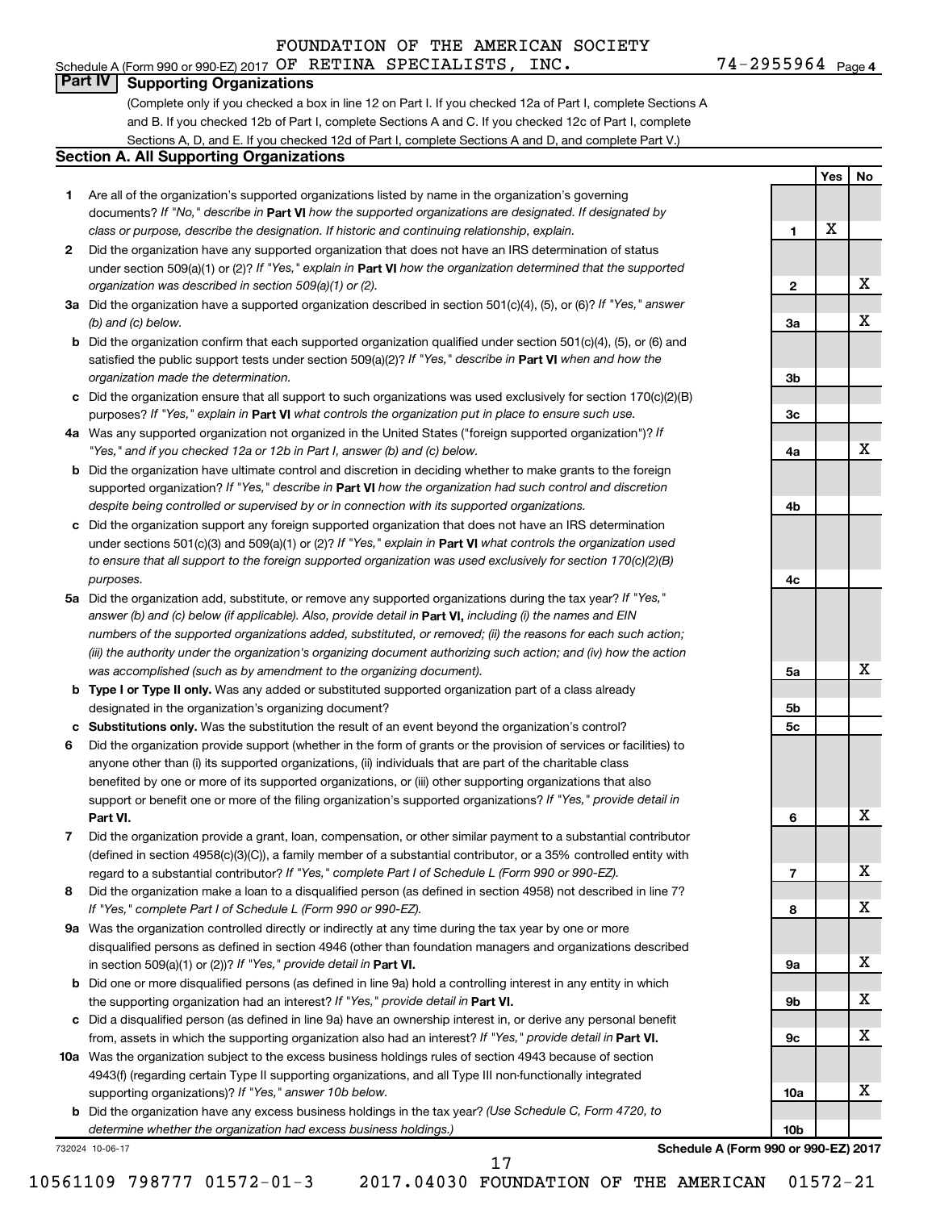FOUNDATION OF THE AMERICAN SOCIETY

Schedule A (Form 990 or 990-EZ) 2017 OF RETINA SPECIALISTS, INC. 74-2955964 Page 4

## Part IV Supporting Organizations

(Complete only if you checked a box in line 12 on Part I. If you checked 12a of Part I, complete Sections A and B. If you checked 12b of Part I, complete Sections A and C. If you checked 12c of Part I, complete Sections A, D, and E. If you checked 12d of Part I, complete Sections A and D, and complete Part V.)

### Section A. All Supporting Organizations

| | | Line | Yes | No |
|---|---|---|---|---|
| **1** | Are all of the organization's supported organizations listed by name in the organization's governing documents? *If "No," describe in* **Part VI** *how the supported organizations are designated. If designated by class or purpose, describe the designation. If historic and continuing relationship, explain.* | 1 | X | |
| **2** | Did the organization have any supported organization that does not have an IRS determination of status under section 509(a)(1) or (2)? *If "Yes," explain in* **Part VI** *how the organization determined that the supported organization was described in section 509(a)(1) or (2).* | 2 | | X |
| **3a** | Did the organization have a supported organization described in section 501(c)(4), (5), or (6)? *If "Yes," answer (b) and (c) below.* | 3a | | X |
| **b** | Did the organization confirm that each supported organization qualified under section 501(c)(4), (5), or (6) and satisfied the public support tests under section 509(a)(2)? *If "Yes," describe in* **Part VI** *when and how the organization made the determination.* | 3b | | |
| **c** | Did the organization ensure that all support to such organizations was used exclusively for section 170(c)(2)(B) purposes? *If "Yes," explain in* **Part VI** *what controls the organization put in place to ensure such use.* | 3c | | |
| **4a** | Was any supported organization not organized in the United States ("foreign supported organization")? *If "Yes," and if you checked 12a or 12b in Part I, answer (b) and (c) below.* | 4a | | X |
| **b** | Did the organization have ultimate control and discretion in deciding whether to make grants to the foreign supported organization? *If "Yes," describe in* **Part VI** *how the organization had such control and discretion despite being controlled or supervised by or in connection with its supported organizations.* | 4b | | |
| **c** | Did the organization support any foreign supported organization that does not have an IRS determination under sections 501(c)(3) and 509(a)(1) or (2)? *If "Yes," explain in* **Part VI** *what controls the organization used to ensure that all support to the foreign supported organization was used exclusively for section 170(c)(2)(B) purposes.* | 4c | | |
| **5a** | Did the organization add, substitute, or remove any supported organizations during the tax year? *If "Yes," answer (b) and (c) below (if applicable). Also, provide detail in* **Part VI,** *including (i) the names and EIN numbers of the supported organizations added, substituted, or removed; (ii) the reasons for each such action; (iii) the authority under the organization's organizing document authorizing such action; and (iv) how the action was accomplished (such as by amendment to the organizing document).* | 5a | | X |
| **b** | **Type I or Type II only.** Was any added or substituted supported organization part of a class already designated in the organization's organizing document? | 5b | | |
| **c** | **Substitutions only.** Was the substitution the result of an event beyond the organization's control? | 5c | | |
| **6** | Did the organization provide support (whether in the form of grants or the provision of services or facilities) to anyone other than (i) its supported organizations, (ii) individuals that are part of the charitable class benefited by one or more of its supported organizations, or (iii) other supporting organizations that also support or benefit one or more of the filing organization's supported organizations? *If "Yes," provide detail in* **Part VI.** | 6 | | X |
| **7** | Did the organization provide a grant, loan, compensation, or other similar payment to a substantial contributor (defined in section 4958(c)(3)(C)), a family member of a substantial contributor, or a 35% controlled entity with regard to a substantial contributor? *If "Yes," complete Part I of Schedule L (Form 990 or 990-EZ).* | 7 | | X |
| **8** | Did the organization make a loan to a disqualified person (as defined in section 4958) not described in line 7? *If "Yes," complete Part I of Schedule L (Form 990 or 990-EZ).* | 8 | | X |
| **9a** | Was the organization controlled directly or indirectly at any time during the tax year by one or more disqualified persons as defined in section 4946 (other than foundation managers and organizations described in section 509(a)(1) or (2))? *If "Yes," provide detail in* **Part VI.** | 9a | | X |
| **b** | Did one or more disqualified persons (as defined in line 9a) hold a controlling interest in any entity in which the supporting organization had an interest? *If "Yes," provide detail in* **Part VI.** | 9b | | X |
| **c** | Did a disqualified person (as defined in line 9a) have an ownership interest in, or derive any personal benefit from, assets in which the supporting organization also had an interest? *If "Yes," provide detail in* **Part VI.** | 9c | | X |
| **10a** | Was the organization subject to the excess business holdings rules of section 4943 because of section 4943(f) (regarding certain Type II supporting organizations, and all Type III non-functionally integrated supporting organizations)? *If "Yes," answer 10b below.* | 10a | | X |
| **b** | Did the organization have any excess business holdings in the tax year? *(Use Schedule C, Form 4720, to determine whether the organization had excess business holdings.)* | 10b | | |

732024 10-06-17 **Schedule A (Form 990 or 990-EZ) 2017**

10561109 798777 01572-01-3 2017.04030 FOUNDATION OF THE AMERICAN 01572-21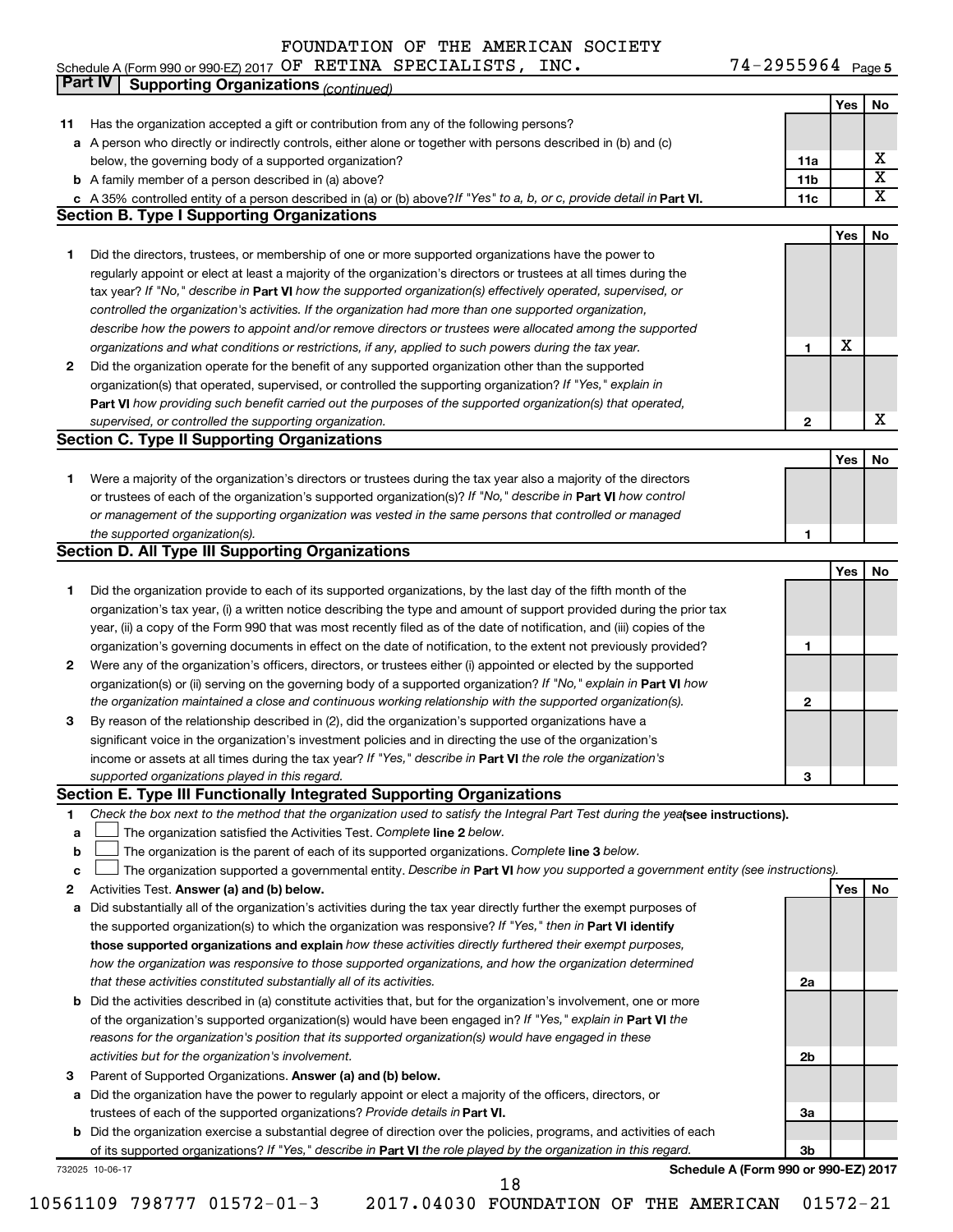FOUNDATION OF THE AMERICAN SOCIETY

Schedule A (Form 990 or 990-EZ) 2017 OF RETINA SPECIALISTS, INC. 74-2955964 Page 5

## Part IV Supporting Organizations *(continued)*

| | | | Yes | No |
|---|---|---|---|---|
| **11** | Has the organization accepted a gift or contribution from any of the following persons? | | | |
| **a** | A person who directly or indirectly controls, either alone or together with persons described in (b) and (c) below, the governing body of a supported organization? | 11a | | X |
| **b** | A family member of a person described in (a) above? | 11b | | X |
| **c** | A 35% controlled entity of a person described in (a) or (b) above? *If "Yes" to a, b, or c, provide detail in* **Part VI.** | 11c | | X |

### Section B. Type I Supporting Organizations

| | | | Yes | No |
|---|---|---|---|---|
| **1** | Did the directors, trustees, or membership of one or more supported organizations have the power to regularly appoint or elect at least a majority of the organization's directors or trustees at all times during the tax year? *If "No," describe in* **Part VI** *how the supported organization(s) effectively operated, supervised, or controlled the organization's activities. If the organization had more than one supported organization, describe how the powers to appoint and/or remove directors or trustees were allocated among the supported organizations and what conditions or restrictions, if any, applied to such powers during the tax year.* | 1 | X | |
| **2** | Did the organization operate for the benefit of any supported organization other than the supported organization(s) that operated, supervised, or controlled the supporting organization? *If "Yes," explain in* **Part VI** *how providing such benefit carried out the purposes of the supported organization(s) that operated, supervised, or controlled the supporting organization.* | 2 | | X |

### Section C. Type II Supporting Organizations

| | | | Yes | No |
|---|---|---|---|---|
| **1** | Were a majority of the organization's directors or trustees during the tax year also a majority of the directors or trustees of each of the organization's supported organization(s)? *If "No," describe in* **Part VI** *how control or management of the supporting organization was vested in the same persons that controlled or managed the supported organization(s).* | 1 | | |

### Section D. All Type III Supporting Organizations

| | | | Yes | No |
|---|---|---|---|---|
| **1** | Did the organization provide to each of its supported organizations, by the last day of the fifth month of the organization's tax year, (i) a written notice describing the type and amount of support provided during the prior tax year, (ii) a copy of the Form 990 that was most recently filed as of the date of notification, and (iii) copies of the organization's governing documents in effect on the date of notification, to the extent not previously provided? | 1 | | |
| **2** | Were any of the organization's officers, directors, or trustees either (i) appointed or elected by the supported organization(s) or (ii) serving on the governing body of a supported organization? *If "No," explain in* **Part VI** *how the organization maintained a close and continuous working relationship with the supported organization(s).* | 2 | | |
| **3** | By reason of the relationship described in (2), did the organization's supported organizations have a significant voice in the organization's investment policies and in directing the use of the organization's income or assets at all times during the tax year? *If "Yes," describe in* **Part VI** *the role the organization's supported organizations played in this regard.* | 3 | | |

### Section E. Type III Functionally Integrated Supporting Organizations

**1** *Check the box next to the method that the organization used to satisfy the Integral Part Test during the year* **(see instructions).**

- **a** ☐ The organization satisfied the Activities Test. *Complete* **line 2** *below.*
- **b** ☐ The organization is the parent of each of its supported organizations. *Complete* **line 3** *below.*
- **c** ☐ The organization supported a governmental entity. *Describe in* **Part VI** *how you supported a government entity (see instructions).*

| | | | Yes | No |
|---|---|---|---|---|
| **2** | Activities Test. **Answer (a) and (b) below.** | | | |
| **a** | Did substantially all of the organization's activities during the tax year directly further the exempt purposes of the supported organization(s) to which the organization was responsive? *If "Yes," then in* **Part VI identify those supported organizations and explain** *how these activities directly furthered their exempt purposes, how the organization was responsive to those supported organizations, and how the organization determined that these activities constituted substantially all of its activities.* | 2a | | |
| **b** | Did the activities described in (a) constitute activities that, but for the organization's involvement, one or more of the organization's supported organization(s) would have been engaged in? *If "Yes," explain in* **Part VI** *the reasons for the organization's position that its supported organization(s) would have engaged in these activities but for the organization's involvement.* | 2b | | |
| **3** | Parent of Supported Organizations. **Answer (a) and (b) below.** | | | |
| **a** | Did the organization have the power to regularly appoint or elect a majority of the officers, directors, or trustees of each of the supported organizations? *Provide details in* **Part VI.** | 3a | | |
| **b** | Did the organization exercise a substantial degree of direction over the policies, programs, and activities of each of its supported organizations? *If "Yes," describe in* **Part VI** *the role played by the organization in this regard.* | 3b | | |

732025 10-06-17 **Schedule A (Form 990 or 990-EZ) 2017**

10561109 798777 01572-01-3 2017.04030 FOUNDATION OF THE AMERICAN 01572-21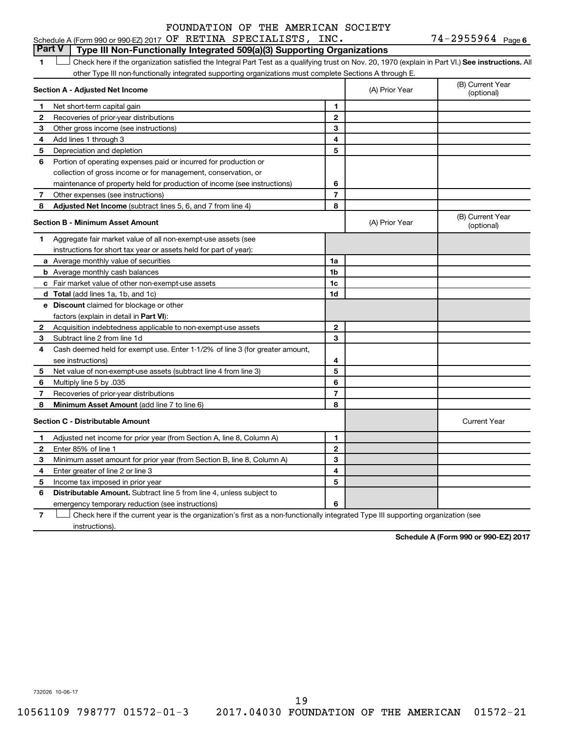FOUNDATION OF THE AMERICAN SOCIETY

Schedule A (Form 990 or 990-EZ) 2017 OF RETINA SPECIALISTS, INC. 74-2955964 Page 6

## Part V Type III Non-Functionally Integrated 509(a)(3) Supporting Organizations

1 ☐ Check here if the organization satisfied the Integral Part Test as a qualifying trust on Nov. 20, 1970 (explain in Part VI.) **See instructions.** All other Type III non-functionally integrated supporting organizations must complete Sections A through E.

| **Section A - Adjusted Net Income** | | | (A) Prior Year | (B) Current Year (optional) |
|---|---|---|---|---|
| 1 | Net short-term capital gain | 1 | | |
| 2 | Recoveries of prior-year distributions | 2 | | |
| 3 | Other gross income (see instructions) | 3 | | |
| 4 | Add lines 1 through 3 | 4 | | |
| 5 | Depreciation and depletion | 5 | | |
| 6 | Portion of operating expenses paid or incurred for production or collection of gross income or for management, conservation, or maintenance of property held for production of income (see instructions) | 6 | | |
| 7 | Other expenses (see instructions) | 7 | | |
| 8 | **Adjusted Net Income** (subtract lines 5, 6, and 7 from line 4) | 8 | | |

| **Section B - Minimum Asset Amount** | | | (A) Prior Year | (B) Current Year (optional) |
|---|---|---|---|---|
| 1 | Aggregate fair market value of all non-exempt-use assets (see instructions for short tax year or assets held for part of year): | | | |
| a | Average monthly value of securities | 1a | | |
| b | Average monthly cash balances | 1b | | |
| c | Fair market value of other non-exempt-use assets | 1c | | |
| d | **Total** (add lines 1a, 1b, and 1c) | 1d | | |
| e | **Discount** claimed for blockage or other factors (explain in detail in **Part VI**): | | | |
| 2 | Acquisition indebtedness applicable to non-exempt-use assets | 2 | | |
| 3 | Subtract line 2 from line 1d | 3 | | |
| 4 | Cash deemed held for exempt use. Enter 1-1/2% of line 3 (for greater amount, see instructions) | 4 | | |
| 5 | Net value of non-exempt-use assets (subtract line 4 from line 3) | 5 | | |
| 6 | Multiply line 5 by .035 | 6 | | |
| 7 | Recoveries of prior-year distributions | 7 | | |
| 8 | **Minimum Asset Amount** (add line 7 to line 6) | 8 | | |

| **Section C - Distributable Amount** | | | | Current Year |
|---|---|---|---|---|
| 1 | Adjusted net income for prior year (from Section A, line 8, Column A) | 1 | | |
| 2 | Enter 85% of line 1 | 2 | | |
| 3 | Minimum asset amount for prior year (from Section B, line 8, Column A) | 3 | | |
| 4 | Enter greater of line 2 or line 3 | 4 | | |
| 5 | Income tax imposed in prior year | 5 | | |
| 6 | **Distributable Amount.** Subtract line 5 from line 4, unless subject to emergency temporary reduction (see instructions) | 6 | | |

7 ☐ Check here if the current year is the organization's first as a non-functionally integrated Type III supporting organization (see instructions).

**Schedule A (Form 990 or 990-EZ) 2017**

732026 10-06-17

10561109 798777 01572-01-3 2017.04030 FOUNDATION OF THE AMERICAN 01572-21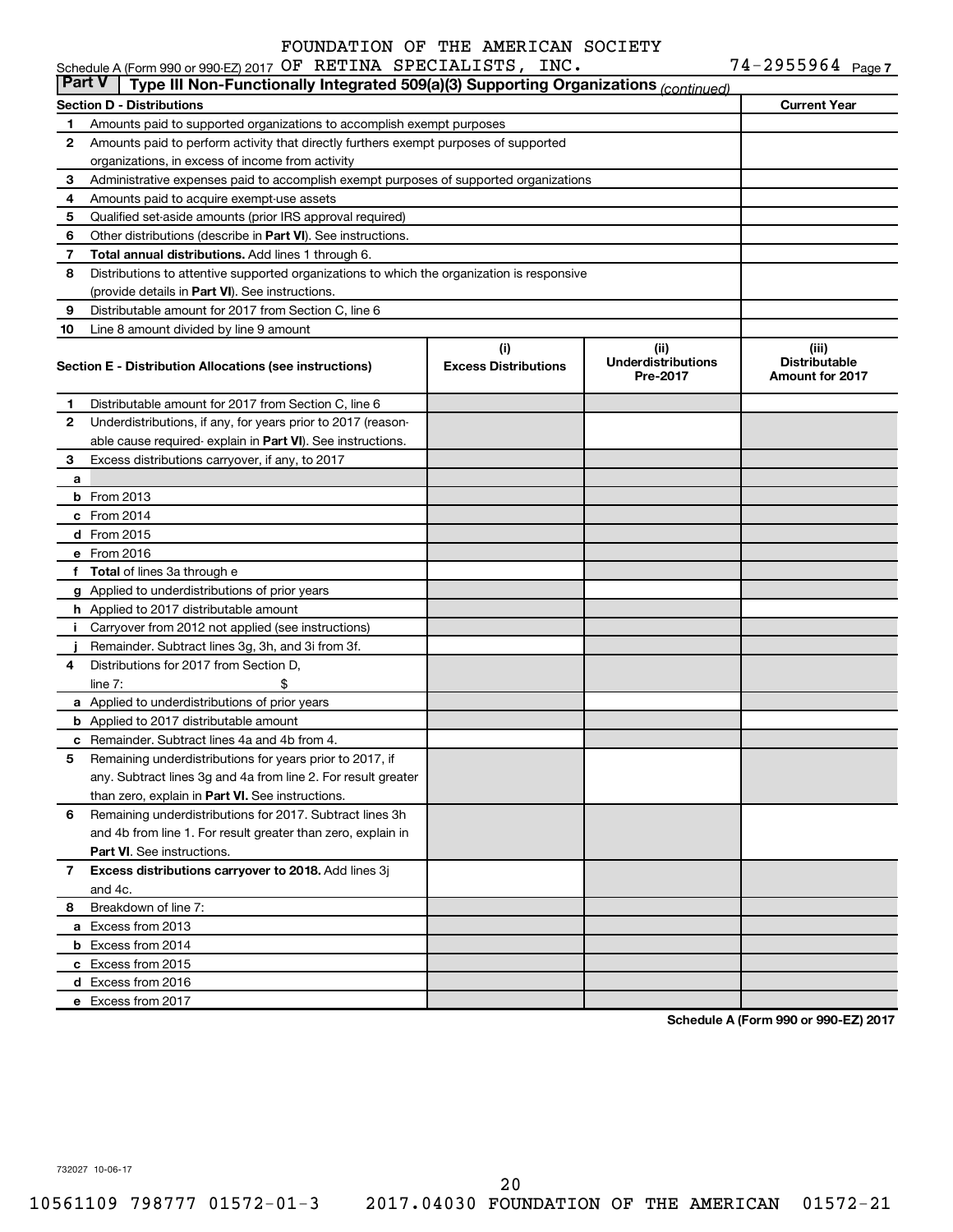FOUNDATION OF THE AMERICAN SOCIETY

Schedule A (Form 990 or 990-EZ) 2017 OF RETINA SPECIALISTS, INC. 74-2955964 Page 7

**Part V** Type III Non-Functionally Integrated 509(a)(3) Supporting Organizations *(continued)*

| Section D - Distributions | | Current Year |
|---|---|---|
| 1 | Amounts paid to supported organizations to accomplish exempt purposes | |
| 2 | Amounts paid to perform activity that directly furthers exempt purposes of supported organizations, in excess of income from activity | |
| 3 | Administrative expenses paid to accomplish exempt purposes of supported organizations | |
| 4 | Amounts paid to acquire exempt-use assets | |
| 5 | Qualified set-aside amounts (prior IRS approval required) | |
| 6 | Other distributions (describe in **Part VI**). See instructions. | |
| 7 | **Total annual distributions.** Add lines 1 through 6. | |
| 8 | Distributions to attentive supported organizations to which the organization is responsive (provide details in **Part VI**). See instructions. | |
| 9 | Distributable amount for 2017 from Section C, line 6 | |
| 10 | Line 8 amount divided by line 9 amount | |

| Section E - Distribution Allocations (see instructions) | (i) Excess Distributions | (ii) Underdistributions Pre-2017 | (iii) Distributable Amount for 2017 |
|---|---|---|---|
| **1** Distributable amount for 2017 from Section C, line 6 | | | |
| **2** Underdistributions, if any, for years prior to 2017 (reasonable cause required- explain in **Part VI**). See instructions. | | | |
| **3** Excess distributions carryover, if any, to 2017 | | | |
| **a** | | | |
| **b** From 2013 | | | |
| **c** From 2014 | | | |
| **d** From 2015 | | | |
| **e** From 2016 | | | |
| **f** **Total** of lines 3a through e | | | |
| **g** Applied to underdistributions of prior years | | | |
| **h** Applied to 2017 distributable amount | | | |
| **i** Carryover from 2012 not applied (see instructions) | | | |
| **j** Remainder. Subtract lines 3g, 3h, and 3i from 3f. | | | |
| **4** Distributions for 2017 from Section D, line 7: $ | | | |
| **a** Applied to underdistributions of prior years | | | |
| **b** Applied to 2017 distributable amount | | | |
| **c** Remainder. Subtract lines 4a and 4b from 4. | | | |
| **5** Remaining underdistributions for years prior to 2017, if any. Subtract lines 3g and 4a from line 2. For result greater than zero, explain in **Part VI.** See instructions. | | | |
| **6** Remaining underdistributions for 2017. Subtract lines 3h and 4b from line 1. For result greater than zero, explain in **Part VI**. See instructions. | | | |
| **7** **Excess distributions carryover to 2018.** Add lines 3j and 4c. | | | |
| **8** Breakdown of line 7: | | | |
| **a** Excess from 2013 | | | |
| **b** Excess from 2014 | | | |
| **c** Excess from 2015 | | | |
| **d** Excess from 2016 | | | |
| **e** Excess from 2017 | | | |

**Schedule A (Form 990 or 990-EZ) 2017**

732027 10-06-17

10561109 798777 01572-01-3 2017.04030 FOUNDATION OF THE AMERICAN 01572-21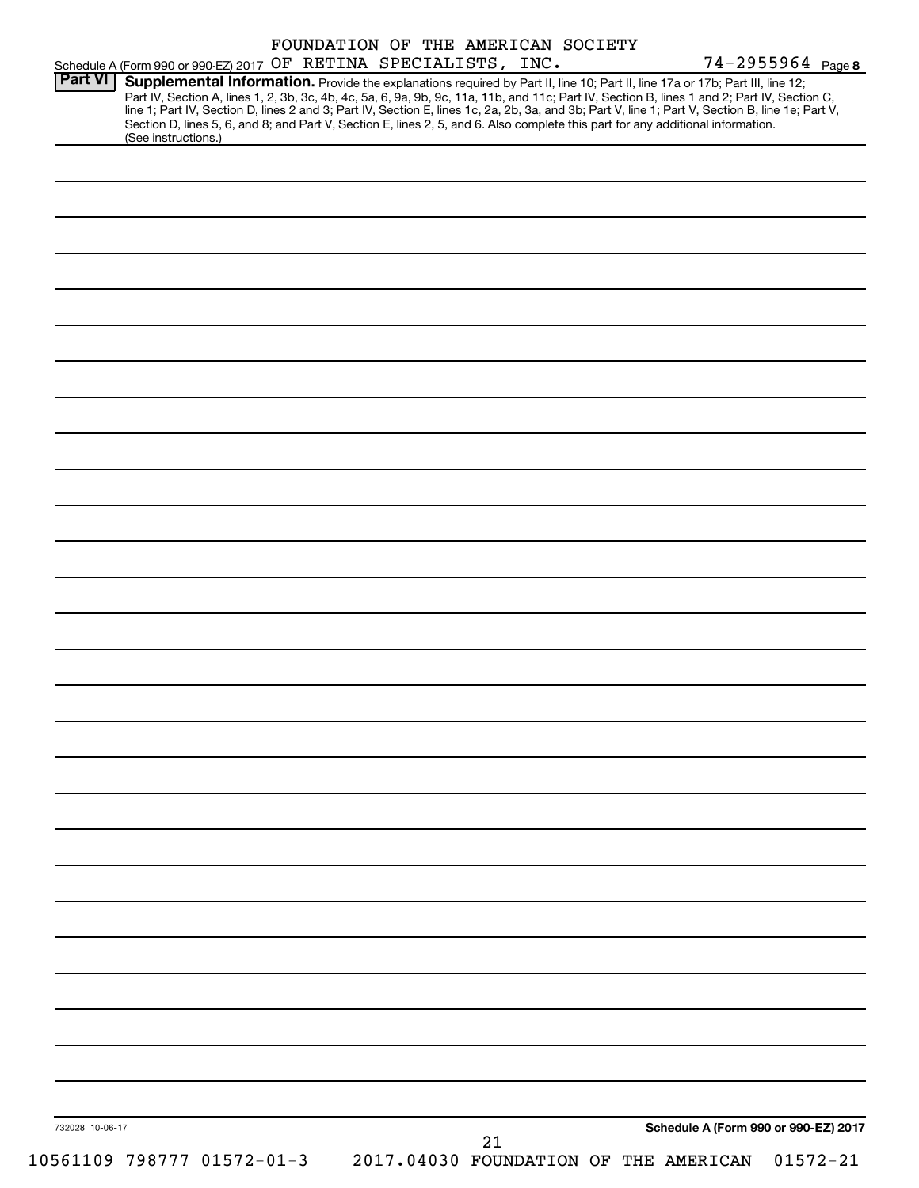FOUNDATION OF THE AMERICAN SOCIETY

Schedule A (Form 990 or 990-EZ) 2017 OF RETINA SPECIALISTS, INC. 74-2955964 Page 8

**Part VI** **Supplemental Information.** Provide the explanations required by Part II, line 10; Part II, line 17a or 17b; Part III, line 12; Part IV, Section A, lines 1, 2, 3b, 3c, 4b, 4c, 5a, 6, 9a, 9b, 9c, 11a, 11b, and 11c; Part IV, Section B, lines 1 and 2; Part IV, Section C, line 1; Part IV, Section D, lines 2 and 3; Part IV, Section E, lines 1c, 2a, 2b, 3a, and 3b; Part V, line 1; Part V, Section B, line 1e; Part V, Section D, lines 5, 6, and 8; and Part V, Section E, lines 2, 5, and 6. Also complete this part for any additional information. (See instructions.)

732028 10-06-17

**Schedule A (Form 990 or 990-EZ) 2017**

10561109 798777 01572-01-3 2017.04030 FOUNDATION OF THE AMERICAN 01572-21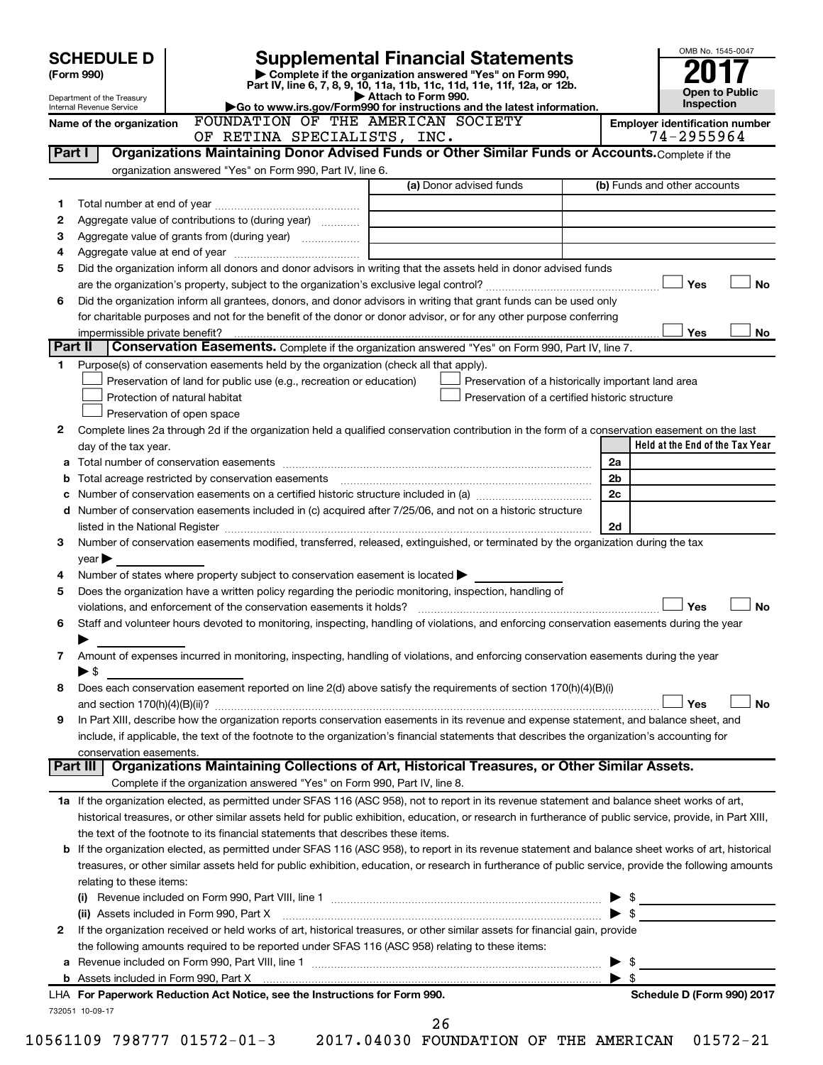# SCHEDULE D (Form 990)

Department of the Treasury
Internal Revenue Service

# Supplemental Financial Statements

▶ Complete if the organization answered "Yes" on Form 990, Part IV, line 6, 7, 8, 9, 10, 11a, 11b, 11c, 11d, 11e, 11f, 12a, or 12b.
▶ Attach to Form 990.
▶Go to www.irs.gov/Form990 for instructions and the latest information.

OMB No. 1545-0047

**2017**

**Open to Public Inspection**

**Name of the organization:** FOUNDATION OF THE AMERICAN SOCIETY OF RETINA SPECIALISTS, INC.

**Employer identification number:** 74-2955964

## Part I Organizations Maintaining Donor Advised Funds or Other Similar Funds or Accounts.

Complete if the organization answered "Yes" on Form 990, Part IV, line 6.

| | | (a) Donor advised funds | (b) Funds and other accounts |
|---|---|---|---|
| 1 | Total number at end of year | | |
| 2 | Aggregate value of contributions to (during year) | | |
| 3 | Aggregate value of grants from (during year) | | |
| 4 | Aggregate value at end of year | | |

5 Did the organization inform all donors and donor advisors in writing that the assets held in donor advised funds are the organization's property, subject to the organization's exclusive legal control? ☐ Yes ☐ No

6 Did the organization inform all grantees, donors, and donor advisors in writing that grant funds can be used only for charitable purposes and not for the benefit of the donor or donor advisor, or for any other purpose conferring impermissible private benefit? ☐ Yes ☐ No

## Part II Conservation Easements.

Complete if the organization answered "Yes" on Form 990, Part IV, line 7.

1 Purpose(s) of conservation easements held by the organization (check all that apply).

- ☐ Preservation of land for public use (e.g., recreation or education)
- ☐ Protection of natural habitat
- ☐ Preservation of open space
- ☐ Preservation of a historically important land area
- ☐ Preservation of a certified historic structure

2 Complete lines 2a through 2d if the organization held a qualified conservation contribution in the form of a conservation easement on the last day of the tax year.

| | | | Held at the End of the Tax Year |
|---|---|---|---|
| a | Total number of conservation easements | 2a | |
| b | Total acreage restricted by conservation easements | 2b | |
| c | Number of conservation easements on a certified historic structure included in (a) | 2c | |
| d | Number of conservation easements included in (c) acquired after 7/25/06, and not on a historic structure listed in the National Register | 2d | |

3 Number of conservation easements modified, transferred, released, extinguished, or terminated by the organization during the tax year ▶

4 Number of states where property subject to conservation easement is located ▶

5 Does the organization have a written policy regarding the periodic monitoring, inspection, handling of violations, and enforcement of the conservation easements it holds? ☐ Yes ☐ No

6 Staff and volunteer hours devoted to monitoring, inspecting, handling of violations, and enforcing conservation easements during the year ▶

7 Amount of expenses incurred in monitoring, inspecting, handling of violations, and enforcing conservation easements during the year ▶ $

8 Does each conservation easement reported on line 2(d) above satisfy the requirements of section 170(h)(4)(B)(i) and section 170(h)(4)(B)(ii)? ☐ Yes ☐ No

9 In Part XIII, describe how the organization reports conservation easements in its revenue and expense statement, and balance sheet, and include, if applicable, the text of the footnote to the organization's financial statements that describes the organization's accounting for conservation easements.

## Part III Organizations Maintaining Collections of Art, Historical Treasures, or Other Similar Assets.

Complete if the organization answered "Yes" on Form 990, Part IV, line 8.

1a If the organization elected, as permitted under SFAS 116 (ASC 958), not to report in its revenue statement and balance sheet works of art, historical treasures, or other similar assets held for public exhibition, education, or research in furtherance of public service, provide, in Part XIII, the text of the footnote to its financial statements that describes these items.

b If the organization elected, as permitted under SFAS 116 (ASC 958), to report in its revenue statement and balance sheet works of art, historical treasures, or other similar assets held for public exhibition, education, or research in furtherance of public service, provide the following amounts relating to these items:

(i) Revenue included on Form 990, Part VIII, line 1 ▶ $

(ii) Assets included in Form 990, Part X ▶ $

2 If the organization received or held works of art, historical treasures, or other similar assets for financial gain, provide the following amounts required to be reported under SFAS 116 (ASC 958) relating to these items:

a Revenue included on Form 990, Part VIII, line 1 ▶ $

b Assets included in Form 990, Part X ▶ $

LHA For Paperwork Reduction Act Notice, see the Instructions for Form 990. Schedule D (Form 990) 2017

732051 10-09-17

10561109 798777 01572-01-3 2017.04030 FOUNDATION OF THE AMERICAN 01572-21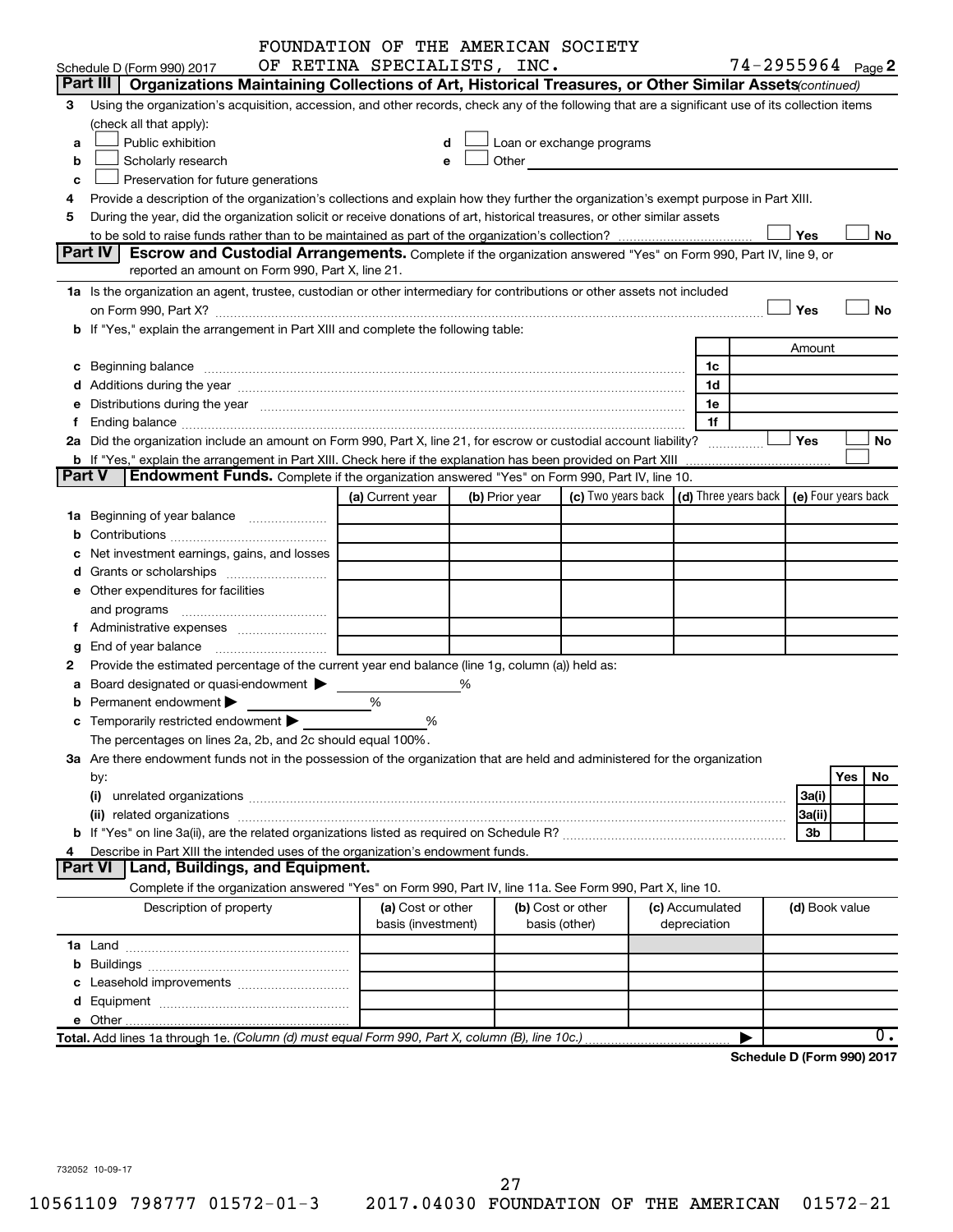FOUNDATION OF THE AMERICAN SOCIETY OF RETINA SPECIALISTS, INC. 74-2955964

Schedule D (Form 990) 2017

## Part III Organizations Maintaining Collections of Art, Historical Treasures, or Other Similar Assets *(continued)*

**3** Using the organization's acquisition, accession, and other records, check any of the following that are a significant use of its collection items (check all that apply):

- **a** ☐ Public exhibition
- **b** ☐ Scholarly research
- **c** ☐ Preservation for future generations
- **d** ☐ Loan or exchange programs
- **e** ☐ Other

**4** Provide a description of the organization's collections and explain how they further the organization's exempt purpose in Part XIII.

**5** During the year, did the organization solicit or receive donations of art, historical treasures, or other similar assets to be sold to raise funds rather than to be maintained as part of the organization's collection? ☐ Yes ☐ No

## Part IV Escrow and Custodial Arrangements.

Complete if the organization answered "Yes" on Form 990, Part IV, line 9, or reported an amount on Form 990, Part X, line 21.

**1a** Is the organization an agent, trustee, custodian or other intermediary for contributions or other assets not included on Form 990, Part X? ☐ Yes ☐ No

**b** If "Yes," explain the arrangement in Part XIII and complete the following table:

| | | Amount |
|---|---|---|
| **c** Beginning balance | 1c | |
| **d** Additions during the year | 1d | |
| **e** Distributions during the year | 1e | |
| **f** Ending balance | 1f | |

**2a** Did the organization include an amount on Form 990, Part X, line 21, for escrow or custodial account liability? ☐ Yes ☐ No

**b** If "Yes," explain the arrangement in Part XIII. Check here if the explanation has been provided on Part XIII ☐

## Part V Endowment Funds.

Complete if the organization answered "Yes" on Form 990, Part IV, line 10.

| | (a) Current year | (b) Prior year | (c) Two years back | (d) Three years back | (e) Four years back |
|---|---|---|---|---|---|
| **1a** Beginning of year balance | | | | | |
| **b** Contributions | | | | | |
| **c** Net investment earnings, gains, and losses | | | | | |
| **d** Grants or scholarships | | | | | |
| **e** Other expenditures for facilities and programs | | | | | |
| **f** Administrative expenses | | | | | |
| **g** End of year balance | | | | | |

**2** Provide the estimated percentage of the current year end balance (line 1g, column (a)) held as:

- **a** Board designated or quasi-endowment ▶ %
- **b** Permanent endowment ▶ %
- **c** Temporarily restricted endowment ▶ %

The percentages on lines 2a, 2b, and 2c should equal 100%.

**3a** Are there endowment funds not in the possession of the organization that are held and administered for the organization by:

| | | Yes | No |
|---|---|---|---|
| (i) unrelated organizations | 3a(i) | | |
| (ii) related organizations | 3a(ii) | | |
| **b** If "Yes" on line 3a(ii), are the related organizations listed as required on Schedule R? | 3b | | |

**4** Describe in Part XIII the intended uses of the organization's endowment funds.

## Part VI Land, Buildings, and Equipment.

Complete if the organization answered "Yes" on Form 990, Part IV, line 11a. See Form 990, Part X, line 10.

| Description of property | (a) Cost or other basis (investment) | (b) Cost or other basis (other) | (c) Accumulated depreciation | (d) Book value |
|---|---|---|---|---|
| **1a** Land | | | | |
| **b** Buildings | | | | |
| **c** Leasehold improvements | | | | |
| **d** Equipment | | | | |
| **e** Other | | | | |
| **Total.** Add lines 1a through 1e. *(Column (d) must equal Form 990, Part X, column (B), line 10c.)* | | | | 0. |

Schedule D (Form 990) 2017

732052 10-09-17

10561109 798777 01572-01-3 2017.04030 FOUNDATION OF THE AMERICAN 01572-21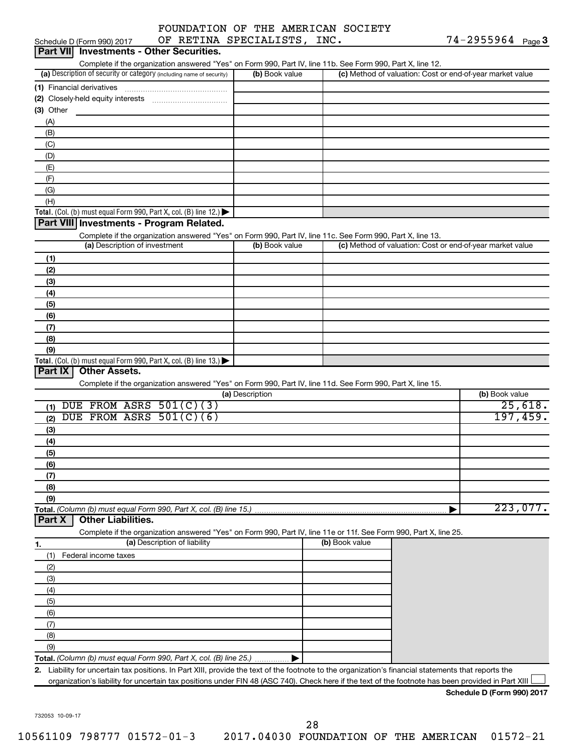Schedule D (Form 990) 2017 FOUNDATION OF THE AMERICAN SOCIETY OF RETINA SPECIALISTS, INC. 74-2955964 Page 3

## Part VII Investments - Other Securities.

Complete if the organization answered "Yes" on Form 990, Part IV, line 11b. See Form 990, Part X, line 12.

| (a) Description of security or category (including name of security) | (b) Book value | (c) Method of valuation: Cost or end-of-year market value |
|---|---|---|
| (1) Financial derivatives | | |
| (2) Closely-held equity interests | | |
| (3) Other | | |
| (A) | | |
| (B) | | |
| (C) | | |
| (D) | | |
| (E) | | |
| (F) | | |
| (G) | | |
| (H) | | |
| **Total.** (Col. (b) must equal Form 990, Part X, col. (B) line 12.) ▶ | | |

## Part VIII Investments - Program Related.

Complete if the organization answered "Yes" on Form 990, Part IV, line 11c. See Form 990, Part X, line 13.

| (a) Description of investment | (b) Book value | (c) Method of valuation: Cost or end-of-year market value |
|---|---|---|
| (1) | | |
| (2) | | |
| (3) | | |
| (4) | | |
| (5) | | |
| (6) | | |
| (7) | | |
| (8) | | |
| (9) | | |
| **Total.** (Col. (b) must equal Form 990, Part X, col. (B) line 13.) ▶ | | |

## Part IX Other Assets.

Complete if the organization answered "Yes" on Form 990, Part IV, line 11d. See Form 990, Part X, line 15.

| (a) Description | (b) Book value |
|---|---|
| (1) DUE FROM ASRS 501(C)(3) | 25,618. |
| (2) DUE FROM ASRS 501(C)(6) | 197,459. |
| (3) | |
| (4) | |
| (5) | |
| (6) | |
| (7) | |
| (8) | |
| (9) | |
| **Total.** *(Column (b) must equal Form 990, Part X, col. (B) line 15.)* ▶ | 223,077. |

## Part X Other Liabilities.

Complete if the organization answered "Yes" on Form 990, Part IV, line 11e or 11f. See Form 990, Part X, line 25.

| 1. (a) Description of liability | (b) Book value |
|---|---|
| (1) Federal income taxes | |
| (2) | |
| (3) | |
| (4) | |
| (5) | |
| (6) | |
| (7) | |
| (8) | |
| (9) | |
| **Total.** *(Column (b) must equal Form 990, Part X, col. (B) line 25.)* ▶ | |

**2.** Liability for uncertain tax positions. In Part XIII, provide the text of the footnote to the organization's financial statements that reports the organization's liability for uncertain tax positions under FIN 48 (ASC 740). Check here if the text of the footnote has been provided in Part XIII ☐

**Schedule D (Form 990) 2017**

732053 10-09-17

10561109 798777 01572-01-3 2017.04030 FOUNDATION OF THE AMERICAN 01572-21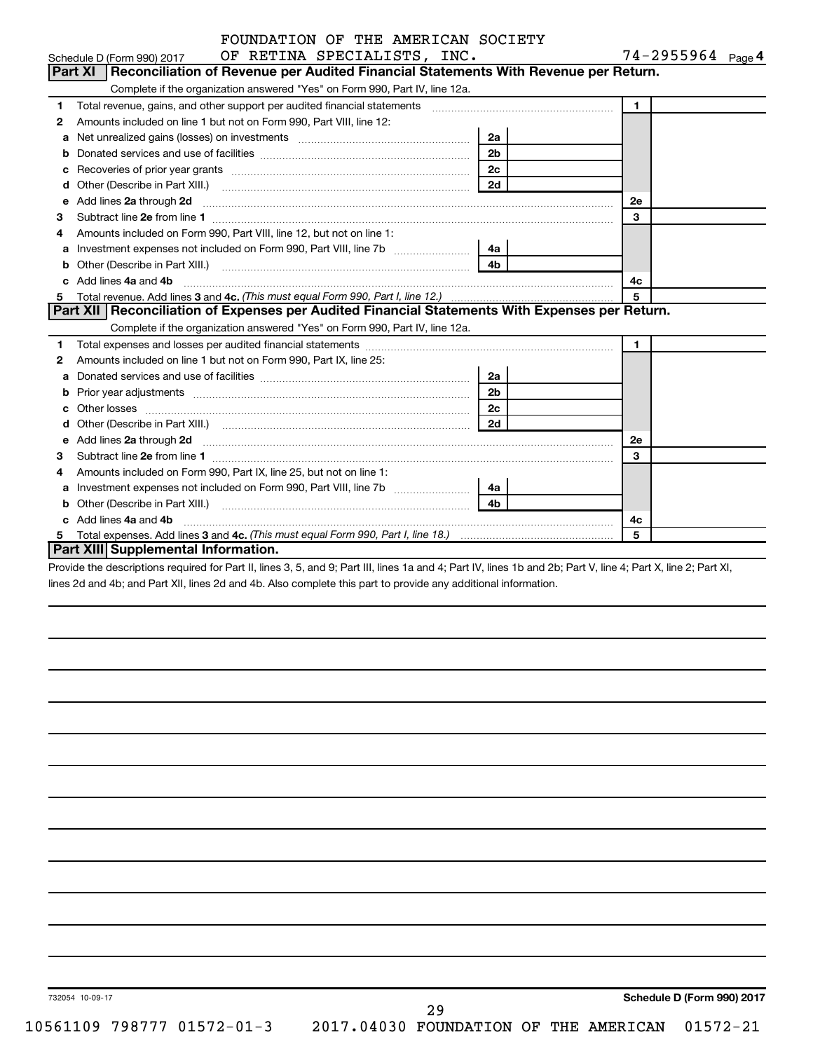FOUNDATION OF THE AMERICAN SOCIETY OF RETINA SPECIALISTS, INC. 74-2955964

Schedule D (Form 990) 2017

## Part XI Reconciliation of Revenue per Audited Financial Statements With Revenue per Return.

Complete if the organization answered "Yes" on Form 990, Part IV, line 12a.

| | | | | | |
|---|---|---|---|---|---|
| 1 | Total revenue, gains, and other support per audited financial statements | | | 1 | |
| 2 | Amounts included on line 1 but not on Form 990, Part VIII, line 12: | | | | |
| a | Net unrealized gains (losses) on investments | 2a | | | |
| b | Donated services and use of facilities | 2b | | | |
| c | Recoveries of prior year grants | 2c | | | |
| d | Other (Describe in Part XIII.) | 2d | | | |
| e | Add lines 2a through 2d | | | 2e | |
| 3 | Subtract line 2e from line 1 | | | 3 | |
| 4 | Amounts included on Form 990, Part VIII, line 12, but not on line 1: | | | | |
| a | Investment expenses not included on Form 990, Part VIII, line 7b | 4a | | | |
| b | Other (Describe in Part XIII.) | 4b | | | |
| c | Add lines 4a and 4b | | | 4c | |
| 5 | Total revenue. Add lines 3 and 4c. *(This must equal Form 990, Part I, line 12.)* | | | 5 | |

## Part XII Reconciliation of Expenses per Audited Financial Statements With Expenses per Return.

Complete if the organization answered "Yes" on Form 990, Part IV, line 12a.

| | | | | | |
|---|---|---|---|---|---|
| 1 | Total expenses and losses per audited financial statements | | | 1 | |
| 2 | Amounts included on line 1 but not on Form 990, Part IX, line 25: | | | | |
| a | Donated services and use of facilities | 2a | | | |
| b | Prior year adjustments | 2b | | | |
| c | Other losses | 2c | | | |
| d | Other (Describe in Part XIII.) | 2d | | | |
| e | Add lines 2a through 2d | | | 2e | |
| 3 | Subtract line 2e from line 1 | | | 3 | |
| 4 | Amounts included on Form 990, Part IX, line 25, but not on line 1: | | | | |
| a | Investment expenses not included on Form 990, Part VIII, line 7b | 4a | | | |
| b | Other (Describe in Part XIII.) | 4b | | | |
| c | Add lines 4a and 4b | | | 4c | |
| 5 | Total expenses. Add lines 3 and 4c. *(This must equal Form 990, Part I, line 18.)* | | | 5 | |

## Part XIII Supplemental Information.

Provide the descriptions required for Part II, lines 3, 5, and 9; Part III, lines 1a and 4; Part IV, lines 1b and 2b; Part V, line 4; Part X, line 2; Part XI, lines 2d and 4b; and Part XII, lines 2d and 4b. Also complete this part to provide any additional information.

732054 10-09-17

Schedule D (Form 990) 2017

10561109 798777 01572-01-3 2017.04030 FOUNDATION OF THE AMERICAN 01572-21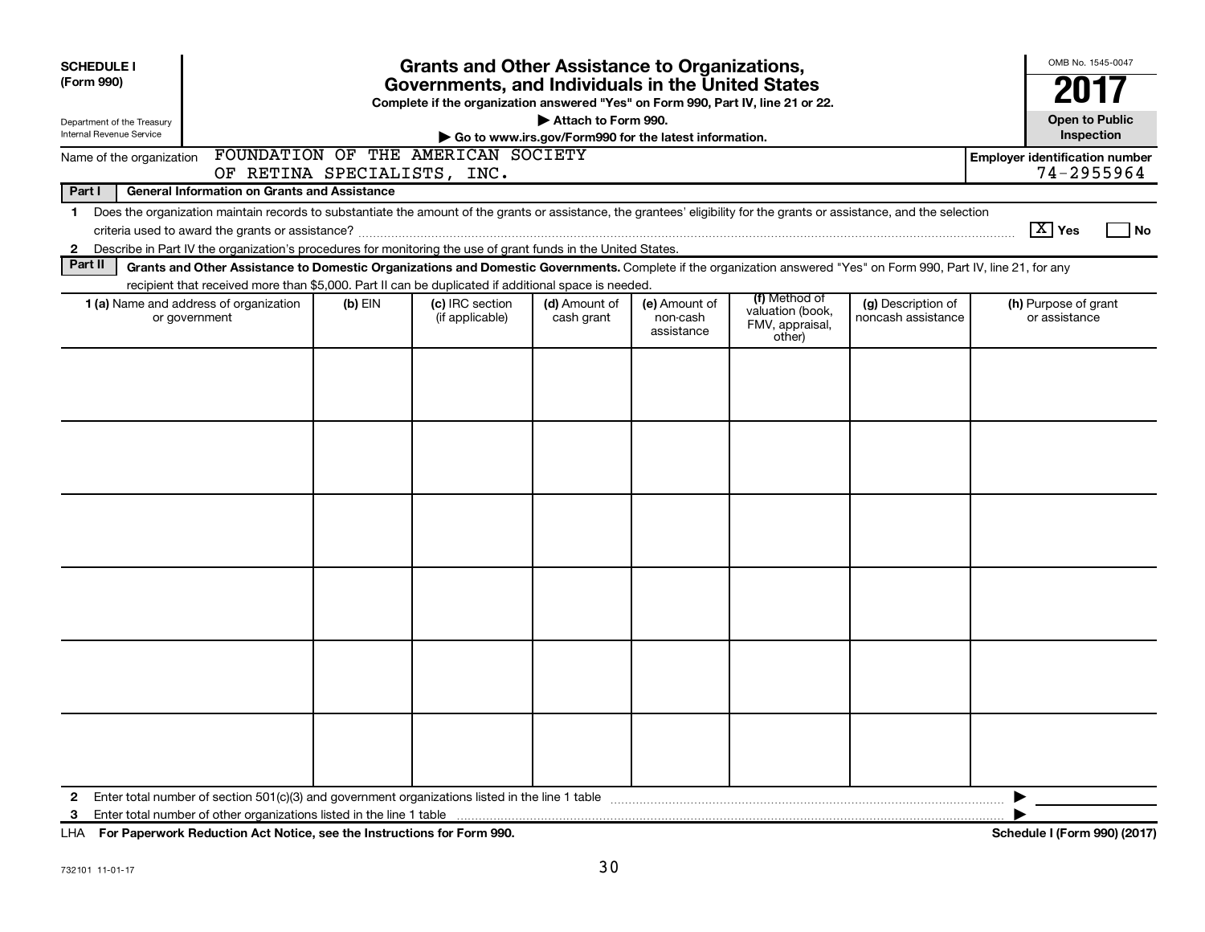**SCHEDULE I**
**(Form 990)**

Department of the Treasury
Internal Revenue Service

# Grants and Other Assistance to Organizations, Governments, and Individuals in the United States

**Complete if the organization answered "Yes" on Form 990, Part IV, line 21 or 22.**

**▶ Attach to Form 990.**

**▶ Go to www.irs.gov/Form990 for the latest information.**

OMB No. 1545-0047

**2017**

**Open to Public Inspection**

Name of the organization: FOUNDATION OF THE AMERICAN SOCIETY OF RETINA SPECIALISTS, INC.

**Employer identification number** 74-2955964

**Part I — General Information on Grants and Assistance**

1 Does the organization maintain records to substantiate the amount of the grants or assistance, the grantees' eligibility for the grants or assistance, and the selection criteria used to award the grants or assistance? [X] Yes [ ] No

2 Describe in Part IV the organization's procedures for monitoring the use of grant funds in the United States.

**Part II — Grants and Other Assistance to Domestic Organizations and Domestic Governments.** Complete if the organization answered "Yes" on Form 990, Part IV, line 21, for any recipient that received more than $5,000. Part II can be duplicated if additional space is needed.

| 1 (a) Name and address of organization or government | (b) EIN | (c) IRC section (if applicable) | (d) Amount of cash grant | (e) Amount of non-cash assistance | (f) Method of valuation (book, FMV, appraisal, other) | (g) Description of noncash assistance | (h) Purpose of grant or assistance |
|---|---|---|---|---|---|---|---|
| | | | | | | | |
| | | | | | | | |
| | | | | | | | |
| | | | | | | | |
| | | | | | | | |
| | | | | | | | |

2 Enter total number of section 501(c)(3) and government organizations listed in the line 1 table ▶

3 Enter total number of other organizations listed in the line 1 table ▶

LHA **For Paperwork Reduction Act Notice, see the Instructions for Form 990.** **Schedule I (Form 990) (2017)**

732101 11-01-17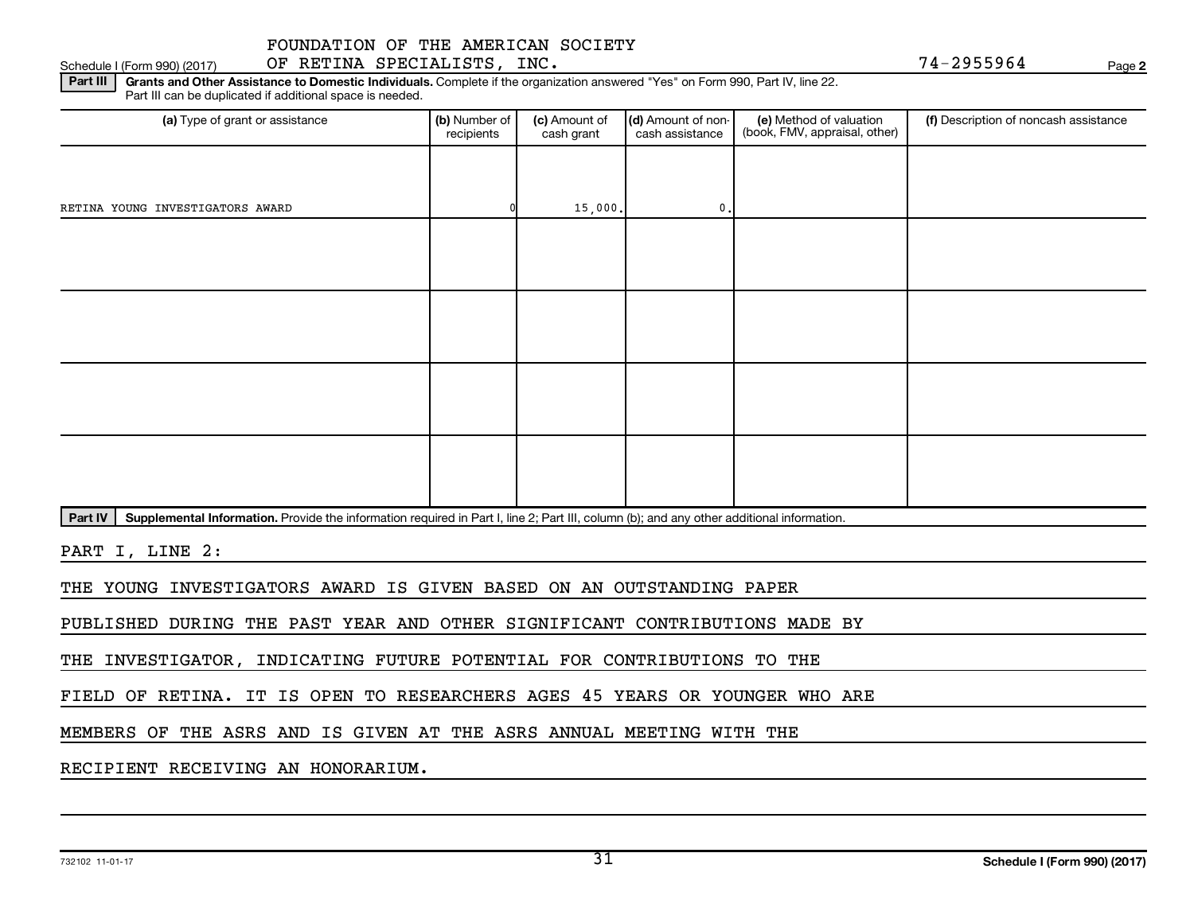FOUNDATION OF THE AMERICAN SOCIETY OF RETINA SPECIALISTS, INC. 74-2955964

Schedule I (Form 990) (2017)

**Part III** **Grants and Other Assistance to Domestic Individuals.** Complete if the organization answered "Yes" on Form 990, Part IV, line 22. Part III can be duplicated if additional space is needed.

| (a) Type of grant or assistance | (b) Number of recipients | (c) Amount of cash grant | (d) Amount of non-cash assistance | (e) Method of valuation (book, FMV, appraisal, other) | (f) Description of noncash assistance |
|---|---|---|---|---|---|
| RETINA YOUNG INVESTIGATORS AWARD | 0 | 15,000. | 0. | | |
| | | | | | |
| | | | | | |
| | | | | | |
| | | | | | |

**Part IV** **Supplemental Information.** Provide the information required in Part I, line 2; Part III, column (b); and any other additional information.

PART I, LINE 2:

THE YOUNG INVESTIGATORS AWARD IS GIVEN BASED ON AN OUTSTANDING PAPER PUBLISHED DURING THE PAST YEAR AND OTHER SIGNIFICANT CONTRIBUTIONS MADE BY THE INVESTIGATOR, INDICATING FUTURE POTENTIAL FOR CONTRIBUTIONS TO THE FIELD OF RETINA. IT IS OPEN TO RESEARCHERS AGES 45 YEARS OR YOUNGER WHO ARE MEMBERS OF THE ASRS AND IS GIVEN AT THE ASRS ANNUAL MEETING WITH THE RECIPIENT RECEIVING AN HONORARIUM.

732102 11-01-17

Schedule I (Form 990) (2017)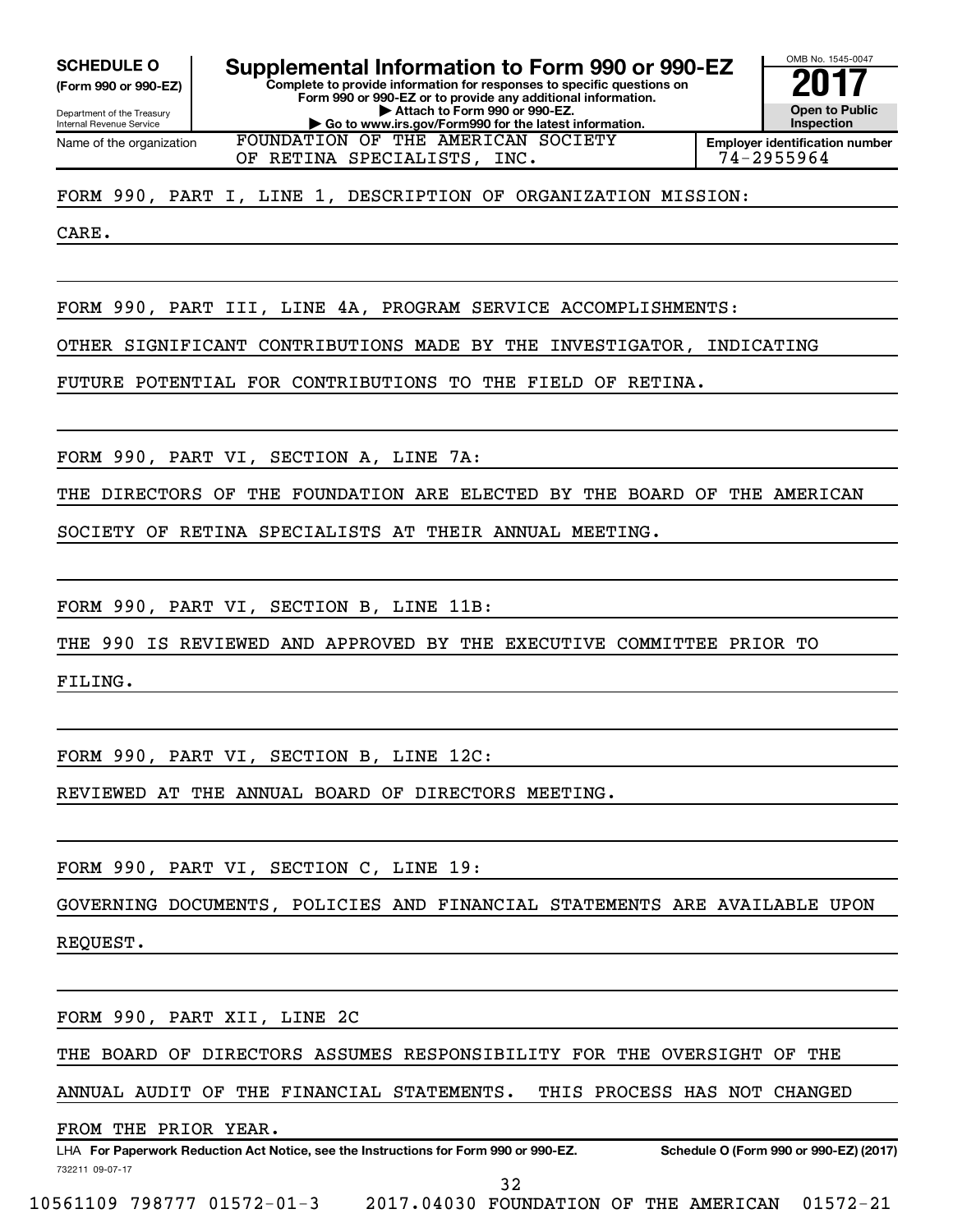**SCHEDULE O**
**(Form 990 or 990-EZ)**

Department of the Treasury
Internal Revenue Service

# Supplemental Information to Form 990 or 990-EZ

**Complete to provide information for responses to specific questions on Form 990 or 990-EZ or to provide any additional information.**
**▶ Attach to Form 990 or 990-EZ.**
**▶ Go to www.irs.gov/Form990 for the latest information.**

OMB No. 1545-0047
**2017**
**Open to Public Inspection**

Name of the organization: FOUNDATION OF THE AMERICAN SOCIETY OF RETINA SPECIALISTS, INC.

**Employer identification number** 74-2955964

FORM 990, PART I, LINE 1, DESCRIPTION OF ORGANIZATION MISSION:

CARE.

FORM 990, PART III, LINE 4A, PROGRAM SERVICE ACCOMPLISHMENTS:

OTHER SIGNIFICANT CONTRIBUTIONS MADE BY THE INVESTIGATOR, INDICATING FUTURE POTENTIAL FOR CONTRIBUTIONS TO THE FIELD OF RETINA.

FORM 990, PART VI, SECTION A, LINE 7A:

THE DIRECTORS OF THE FOUNDATION ARE ELECTED BY THE BOARD OF THE AMERICAN SOCIETY OF RETINA SPECIALISTS AT THEIR ANNUAL MEETING.

FORM 990, PART VI, SECTION B, LINE 11B:

THE 990 IS REVIEWED AND APPROVED BY THE EXECUTIVE COMMITTEE PRIOR TO FILING.

FORM 990, PART VI, SECTION B, LINE 12C:

REVIEWED AT THE ANNUAL BOARD OF DIRECTORS MEETING.

FORM 990, PART VI, SECTION C, LINE 19:

GOVERNING DOCUMENTS, POLICIES AND FINANCIAL STATEMENTS ARE AVAILABLE UPON REQUEST.

FORM 990, PART XII, LINE 2C

THE BOARD OF DIRECTORS ASSUMES RESPONSIBILITY FOR THE OVERSIGHT OF THE ANNUAL AUDIT OF THE FINANCIAL STATEMENTS. THIS PROCESS HAS NOT CHANGED FROM THE PRIOR YEAR.

LHA **For Paperwork Reduction Act Notice, see the Instructions for Form 990 or 990-EZ.** **Schedule O (Form 990 or 990-EZ) (2017)**

732211 09-07-17

10561109 798777 01572-01-3 2017.04030 FOUNDATION OF THE AMERICAN 01572-21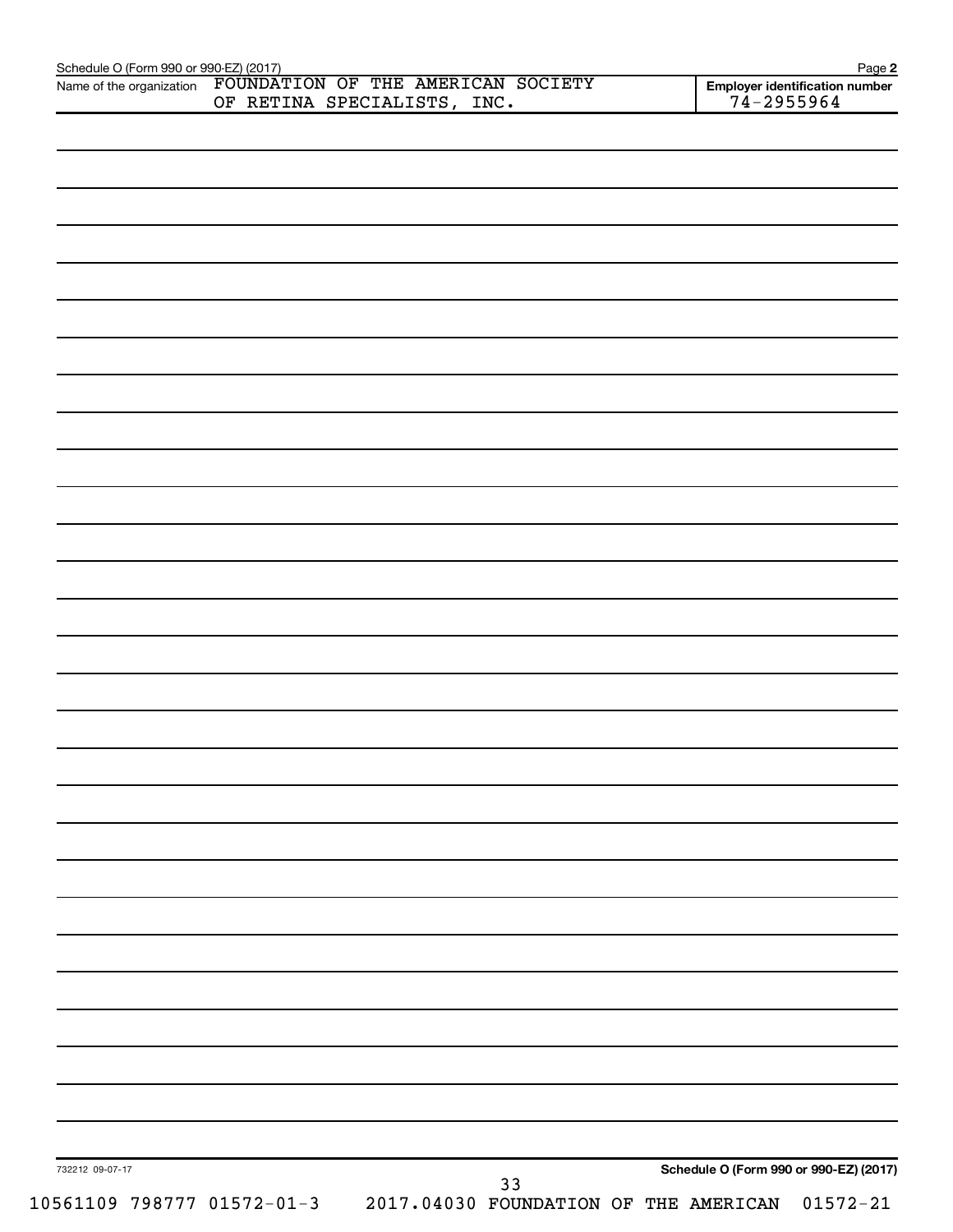Schedule O (Form 990 or 990-EZ) (2017) Page **2**

| Name of the organization | Employer identification number |
| --- | --- |
| FOUNDATION OF THE AMERICAN SOCIETY OF RETINA SPECIALISTS, INC. | 74-2955964 |

732212 09-07-17

**Schedule O (Form 990 or 990-EZ) (2017)**

10561109 798777 01572-01-3 2017.04030 FOUNDATION OF THE AMERICAN 01572-21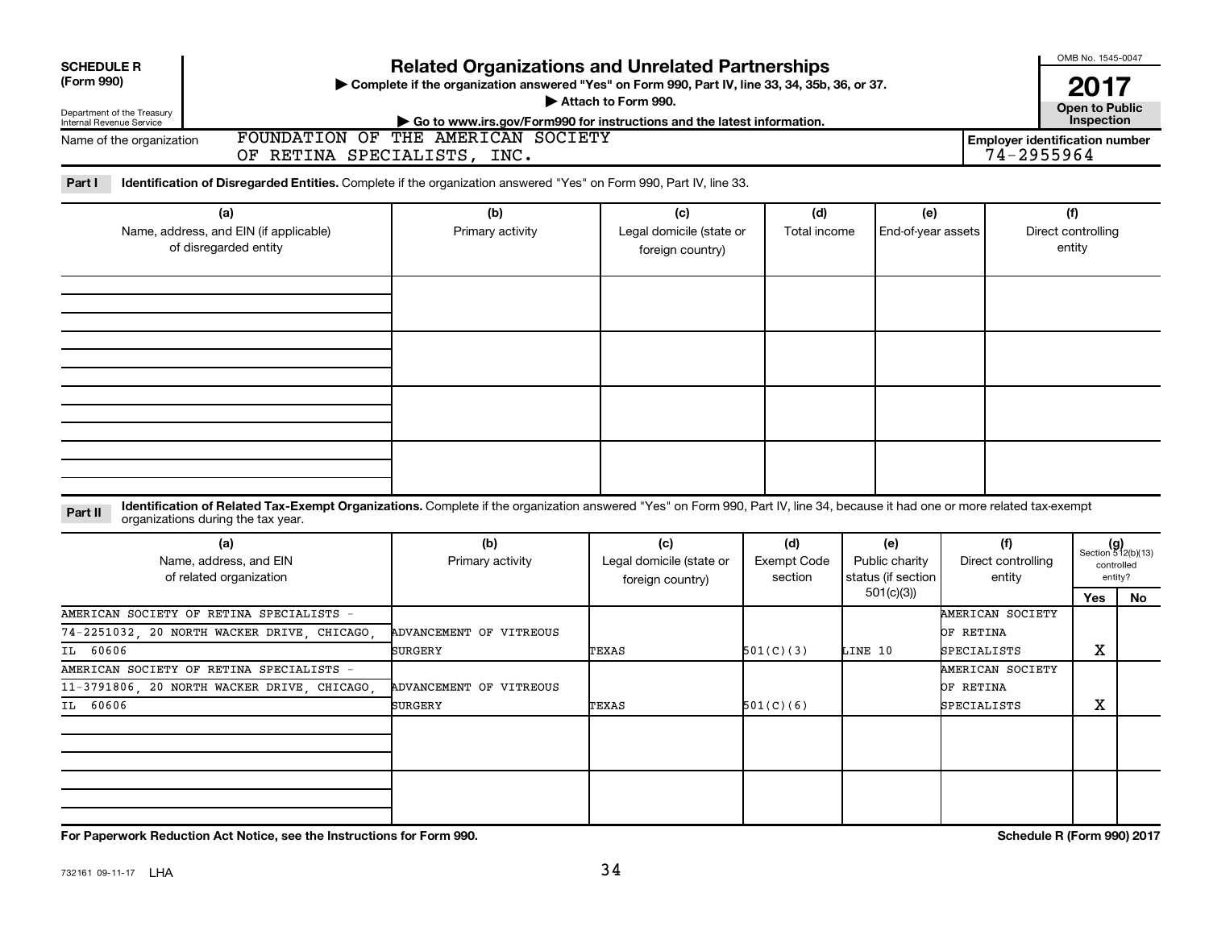**SCHEDULE R (Form 990)**

Department of the Treasury
Internal Revenue Service

# Related Organizations and Unrelated Partnerships

▶ Complete if the organization answered "Yes" on Form 990, Part IV, line 33, 34, 35b, 36, or 37.

▶ Attach to Form 990.

▶ Go to www.irs.gov/Form990 for instructions and the latest information.

OMB No. 1545-0047

**2017**

**Open to Public Inspection**

Name of the organization: FOUNDATION OF THE AMERICAN SOCIETY OF RETINA SPECIALISTS, INC.

**Employer identification number** 74-2955964

**Part I** **Identification of Disregarded Entities.** Complete if the organization answered "Yes" on Form 990, Part IV, line 33.

| (a) Name, address, and EIN (if applicable) of disregarded entity | (b) Primary activity | (c) Legal domicile (state or foreign country) | (d) Total income | (e) End-of-year assets | (f) Direct controlling entity |
|---|---|---|---|---|---|
| | | | | | |
| | | | | | |
| | | | | | |
| | | | | | |

**Part II** **Identification of Related Tax-Exempt Organizations.** Complete if the organization answered "Yes" on Form 990, Part IV, line 34, because it had one or more related tax-exempt organizations during the tax year.

| (a) Name, address, and EIN of related organization | (b) Primary activity | (c) Legal domicile (state or foreign country) | (d) Exempt Code section | (e) Public charity status (if section 501(c)(3)) | (f) Direct controlling entity | (g) Section 512(b)(13) controlled entity? Yes | No |
|---|---|---|---|---|---|---|---|
| AMERICAN SOCIETY OF RETINA SPECIALISTS - 74-2251032, 20 NORTH WACKER DRIVE, CHICAGO, IL 60606 | ADVANCEMENT OF VITREOUS SURGERY | TEXAS | 501(C)(3) | LINE 10 | AMERICAN SOCIETY OF RETINA SPECIALISTS | X | |
| AMERICAN SOCIETY OF RETINA SPECIALISTS - 11-3791806, 20 NORTH WACKER DRIVE, CHICAGO, IL 60606 | ADVANCEMENT OF VITREOUS SURGERY | TEXAS | 501(C)(6) | | AMERICAN SOCIETY OF RETINA SPECIALISTS | X | |
| | | | | | | | |
| | | | | | | | |

**For Paperwork Reduction Act Notice, see the Instructions for Form 990.** **Schedule R (Form 990) 2017**

732161 09-11-17 LHA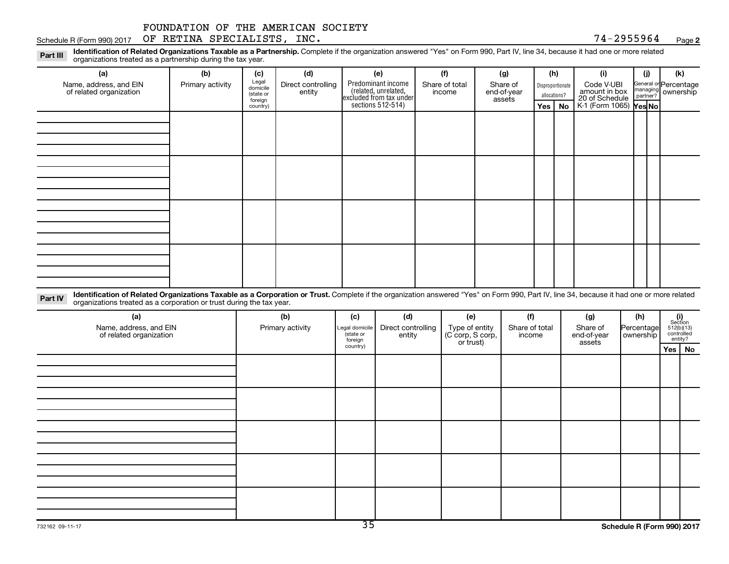FOUNDATION OF THE AMERICAN SOCIETY OF RETINA SPECIALISTS, INC.

Schedule R (Form 990) 2017 74-2955964 Page **2**

**Part III** **Identification of Related Organizations Taxable as a Partnership.** Complete if the organization answered "Yes" on Form 990, Part IV, line 34, because it had one or more related organizations treated as a partnership during the tax year.

| (a) Name, address, and EIN of related organization | (b) Primary activity | (c) Legal domicile (state or foreign country) | (d) Direct controlling entity | (e) Predominant income (related, unrelated, excluded from tax under sections 512-514) | (f) Share of total income | (g) Share of end-of-year assets | (h) Disproportionate allocations? | | (i) Code V-UBI amount in box 20 of Schedule K-1 (Form 1065) | (j) General or managing partner? | | (k) Percentage ownership |
|---|---|---|---|---|---|---|---|---|---|---|---|---|
| | | | | | | | Yes | No | | Yes | No | |
| | | | | | | | | | | | | |
| | | | | | | | | | | | | |
| | | | | | | | | | | | | |
| | | | | | | | | | | | | |

**Part IV** **Identification of Related Organizations Taxable as a Corporation or Trust.** Complete if the organization answered "Yes" on Form 990, Part IV, line 34, because it had one or more related organizations treated as a corporation or trust during the tax year.

| (a) Name, address, and EIN of related organization | (b) Primary activity | (c) Legal domicile (state or foreign country) | (d) Direct controlling entity | (e) Type of entity (C corp, S corp, or trust) | (f) Share of total income | (g) Share of end-of-year assets | (h) Percentage ownership | (i) Section 512(b)(13) controlled entity? | |
|---|---|---|---|---|---|---|---|---|---|
| | | | | | | | | Yes | No |
| | | | | | | | | | |
| | | | | | | | | | |
| | | | | | | | | | |
| | | | | | | | | | |
| | | | | | | | | | |

732162 09-11-17

**Schedule R (Form 990) 2017**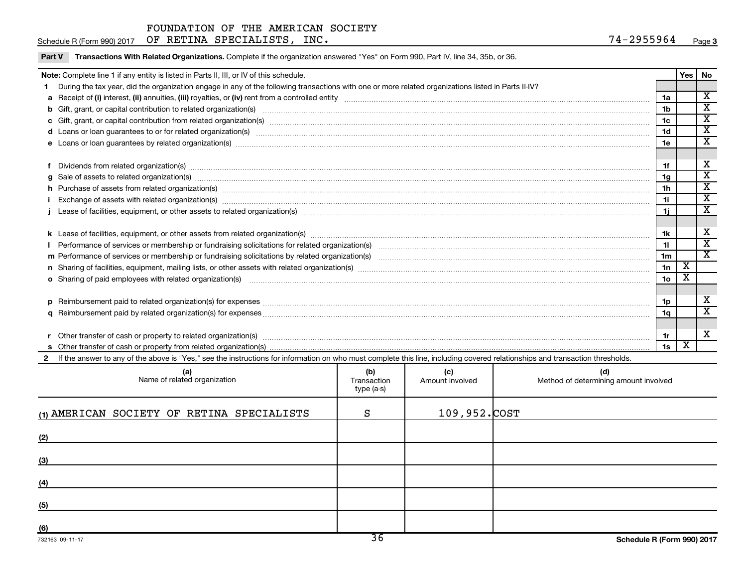FOUNDATION OF THE AMERICAN SOCIETY OF RETINA SPECIALISTS, INC. — 74-2955964

Schedule R (Form 990) 2017

**Part V Transactions With Related Organizations.** Complete if the organization answered "Yes" on Form 990, Part IV, line 34, 35b, or 36.

| Note: Complete line 1 if any entity is listed in Parts II, III, or IV of this schedule. | | Yes | No |
|---|---|---|---|
| **1** During the tax year, did the organization engage in any of the following transactions with one or more related organizations listed in Parts II-IV? | | | |
| **a** Receipt of **(i)** interest, **(ii)** annuities, **(iii)** royalties, or **(iv)** rent from a controlled entity | 1a | | X |
| **b** Gift, grant, or capital contribution to related organization(s) | 1b | | X |
| **c** Gift, grant, or capital contribution from related organization(s) | 1c | | X |
| **d** Loans or loan guarantees to or for related organization(s) | 1d | | X |
| **e** Loans or loan guarantees by related organization(s) | 1e | | X |
| **f** Dividends from related organization(s) | 1f | | X |
| **g** Sale of assets to related organization(s) | 1g | | X |
| **h** Purchase of assets from related organization(s) | 1h | | X |
| **i** Exchange of assets with related organization(s) | 1i | | X |
| **j** Lease of facilities, equipment, or other assets to related organization(s) | 1j | | X |
| **k** Lease of facilities, equipment, or other assets from related organization(s) | 1k | | X |
| **l** Performance of services or membership or fundraising solicitations for related organization(s) | 1l | | X |
| **m** Performance of services or membership or fundraising solicitations by related organization(s) | 1m | | X |
| **n** Sharing of facilities, equipment, mailing lists, or other assets with related organization(s) | 1n | X | |
| **o** Sharing of paid employees with related organization(s) | 1o | X | |
| **p** Reimbursement paid to related organization(s) for expenses | 1p | | X |
| **q** Reimbursement paid by related organization(s) for expenses | 1q | | X |
| **r** Other transfer of cash or property to related organization(s) | 1r | | X |
| **s** Other transfer of cash or property from related organization(s) | 1s | X | |

**2** If the answer to any of the above is "Yes," see the instructions for information on who must complete this line, including covered relationships and transaction thresholds.

| (a) Name of related organization | (b) Transaction type (a-s) | (c) Amount involved | (d) Method of determining amount involved |
|---|---|---|---|
| (1) AMERICAN SOCIETY OF RETINA SPECIALISTS | S | 109,952. | COST |
| (2) | | | |
| (3) | | | |
| (4) | | | |
| (5) | | | |
| (6) | | | |

732163 09-11-17 — Schedule R (Form 990) 2017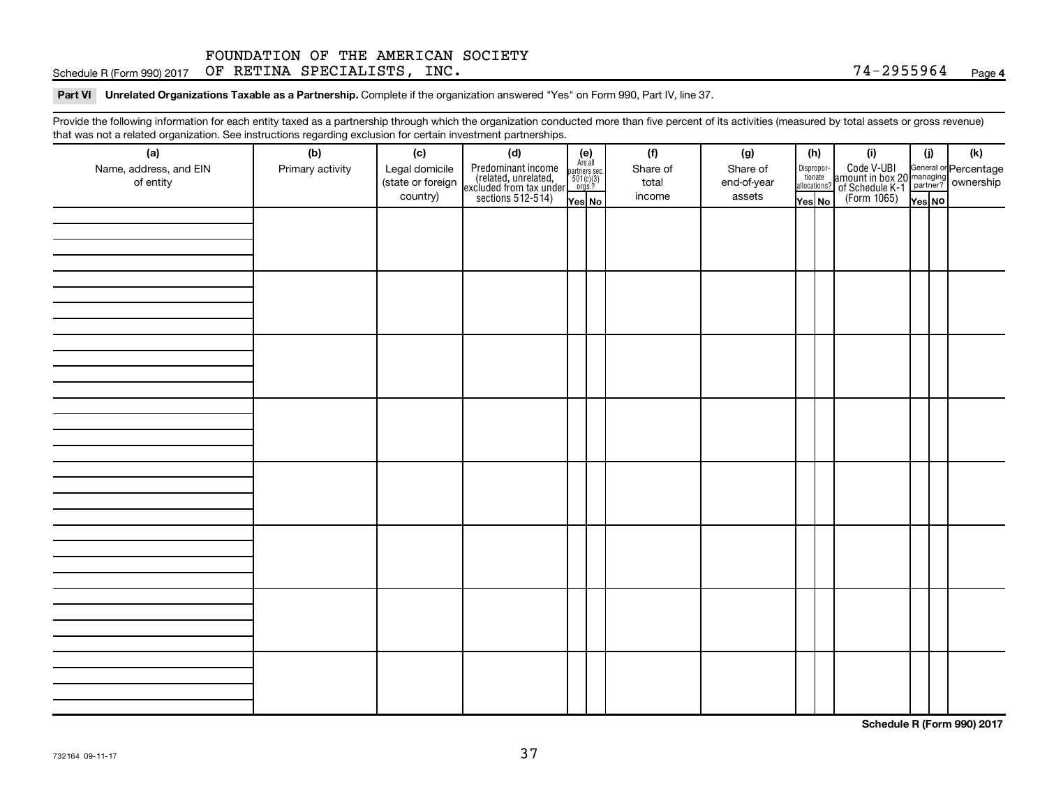FOUNDATION OF THE AMERICAN SOCIETY OF RETINA SPECIALISTS, INC. 74-2955964

## Part VI Unrelated Organizations Taxable as a Partnership.

Complete if the organization answered "Yes" on Form 990, Part IV, line 37.

Provide the following information for each entity taxed as a partnership through which the organization conducted more than five percent of its activities (measured by total assets or gross revenue) that was not a related organization. See instructions regarding exclusion for certain investment partnerships.

| (a) Name, address, and EIN of entity | (b) Primary activity | (c) Legal domicile (state or foreign country) | (d) Predominant income (related, unrelated, excluded from tax under sections 512-514) | (e) Are all partners sec. 501(c)(3) orgs.? | | (f) Share of total income | (g) Share of end-of-year assets | (h) Disproportionate allocations? | | (i) Code V-UBI amount in box 20 of Schedule K-1 (Form 1065) | (j) General or managing partner? | | (k) Percentage ownership |
|---|---|---|---|---|---|---|---|---|---|---|---|---|---|
| | | | | Yes | No | | | Yes | No | | Yes | No | |
| | | | | | | | | | | | | | |
| | | | | | | | | | | | | | |
| | | | | | | | | | | | | | |
| | | | | | | | | | | | | | |
| | | | | | | | | | | | | | |
| | | | | | | | | | | | | | |
| | | | | | | | | | | | | | |
| | | | | | | | | | | | | | |

Schedule R (Form 990) 2017

732164 09-11-17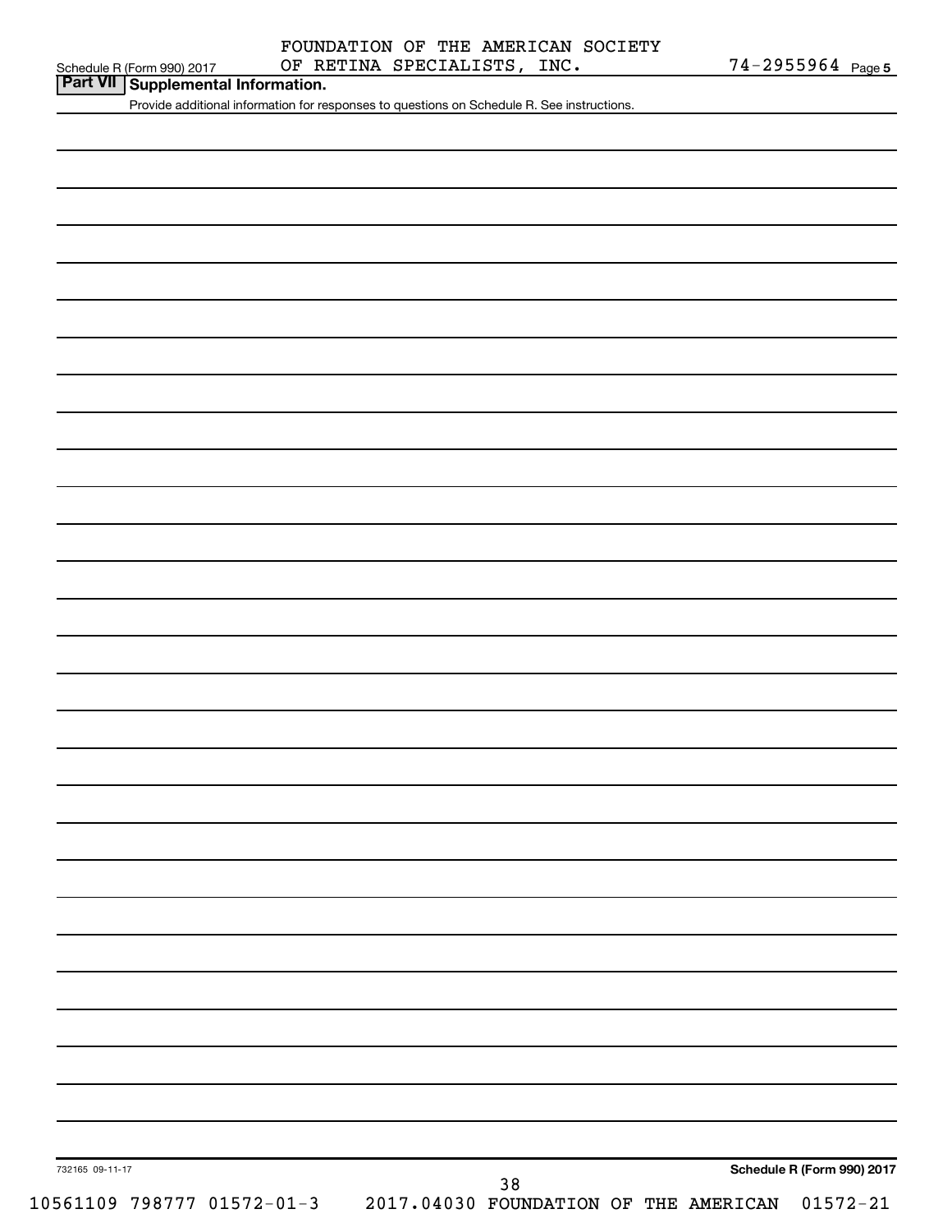Schedule R (Form 990) 2017 FOUNDATION OF THE AMERICAN SOCIETY OF RETINA SPECIALISTS, INC. 74-2955964 Page 5

## Part VII Supplemental Information.

Provide additional information for responses to questions on Schedule R. See instructions.

732165 09-11-17

**Schedule R (Form 990) 2017**